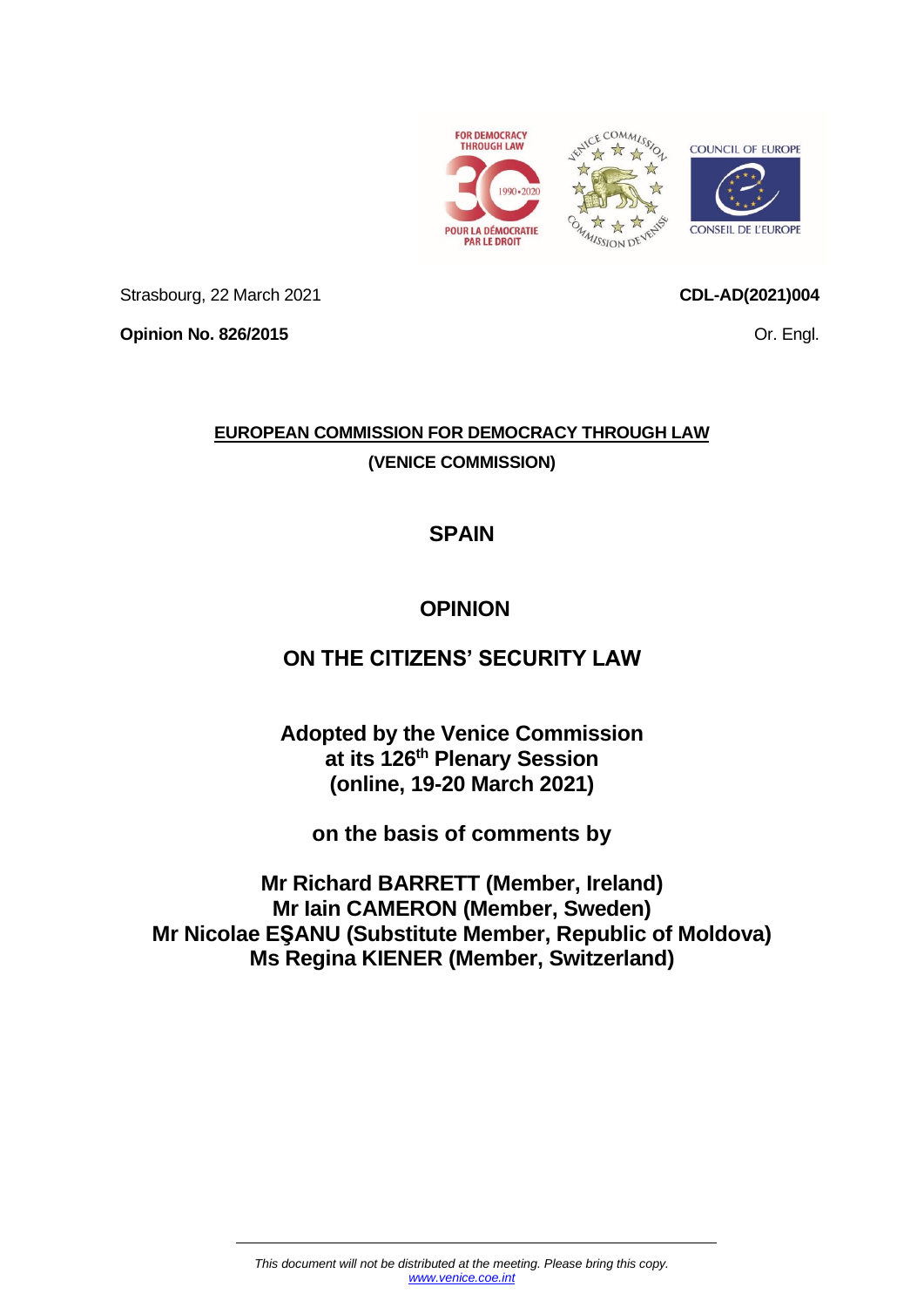Strasbourg, 22 March 2021

**CDL-AD(2021)004**

**Opinion No. 826/2015**

Or. Engl.

**EUROPEAN COMMISSION FOR DEMOCRACY THROUGH LAW**

**(VENICE COMMISSION)**

# SPAIN

# OPINION

# ON THE CITIZENS' SECURITY LAW

**Adopted by the Venice Commission at its 126th Plenary Session (online, 19-20 March 2021)**

**on the basis of comments by**

**Mr Richard BARRETT (Member, Ireland)**
**Mr Iain CAMERON (Member, Sweden)**
**Mr Nicolae EŞANU (Substitute Member, Republic of Moldova)**
**Ms Regina KIENER (Member, Switzerland)**

*This document will not be distributed at the meeting. Please bring this copy.*
*www.venice.coe.int*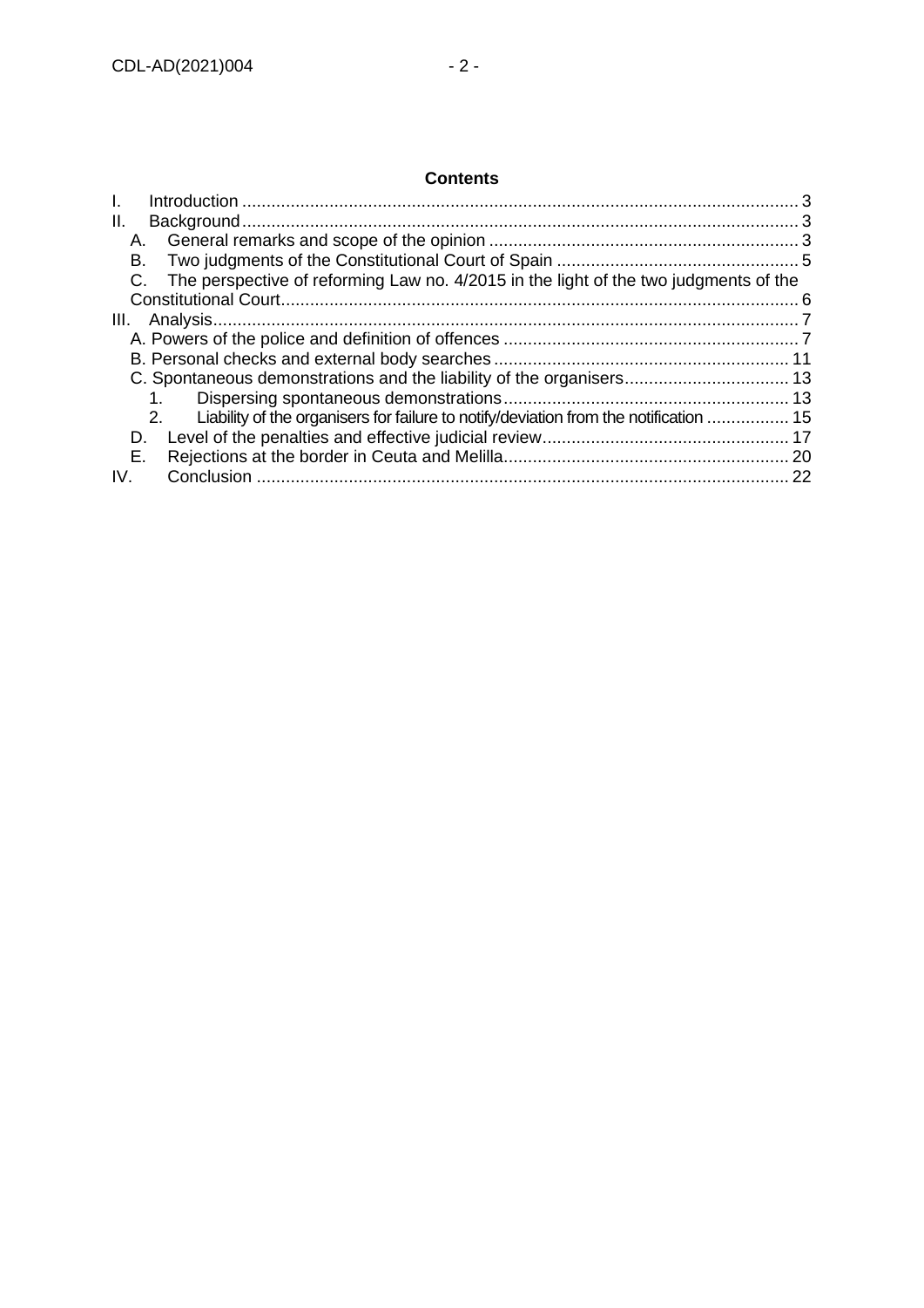**Contents**

I. Introduction ........................................................................................................................ 3
II. Background ........................................................................................................................ 3
  A. General remarks and scope of the opinion ........................................................................ 3
  B. Two judgments of the Constitutional Court of Spain .......................................................... 5
  C. The perspective of reforming Law no. 4/2015 in the light of the two judgments of the Constitutional Court ............................................................................................................. 6
III. Analysis ........................................................................................................................... 7
  A. Powers of the police and definition of offences .................................................................. 7
  B. Personal checks and external body searches ................................................................... 11
  C. Spontaneous demonstrations and the liability of the organisers ......................................... 13
    1. Dispersing spontaneous demonstrations ...................................................................... 13
    2. Liability of the organisers for failure to notify/deviation from the notification ................... 15
  D. Level of the penalties and effective judicial review ........................................................... 17
  E. Rejections at the border in Ceuta and Melilla .................................................................. 20
IV. Conclusion ...................................................................................................................... 22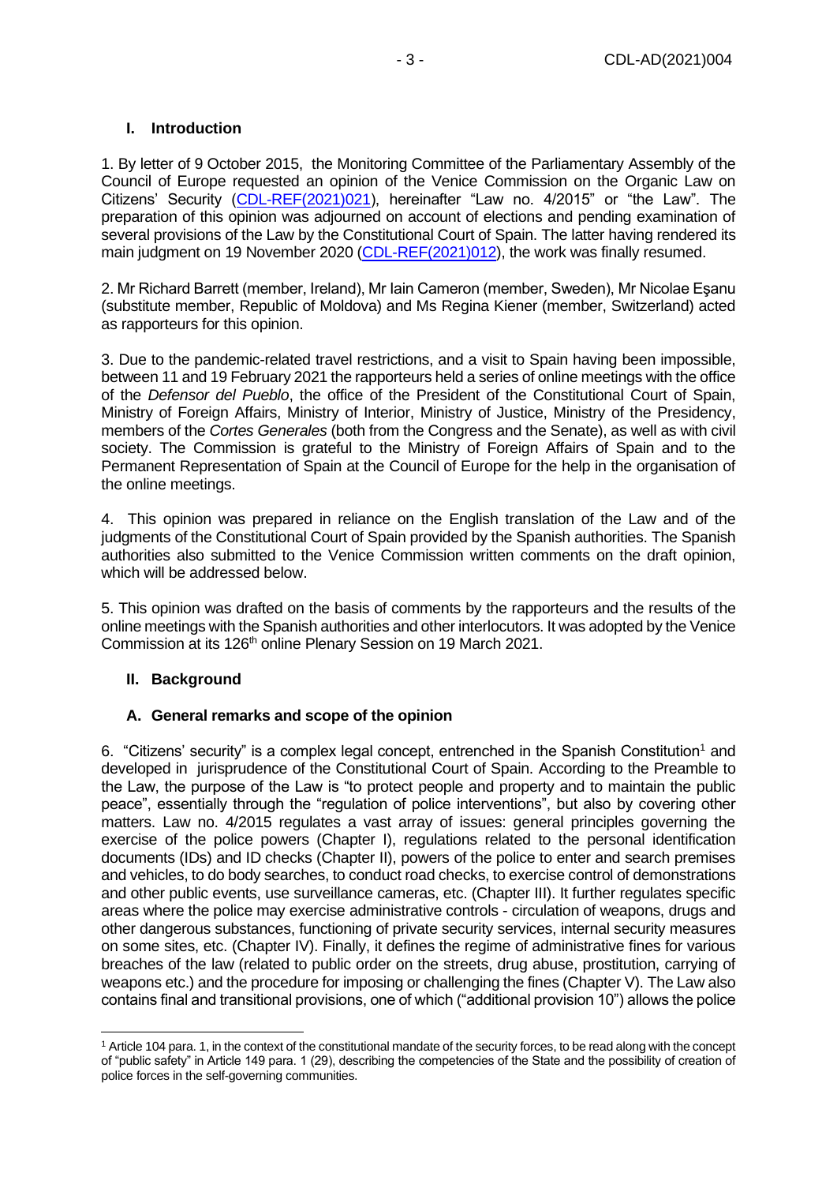## I. Introduction

1. By letter of 9 October 2015, the Monitoring Committee of the Parliamentary Assembly of the Council of Europe requested an opinion of the Venice Commission on the Organic Law on Citizens' Security (CDL-REF(2021)021), hereinafter "Law no. 4/2015" or "the Law". The preparation of this opinion was adjourned on account of elections and pending examination of several provisions of the Law by the Constitutional Court of Spain. The latter having rendered its main judgment on 19 November 2020 (CDL-REF(2021)012), the work was finally resumed.

2. Mr Richard Barrett (member, Ireland), Mr Iain Cameron (member, Sweden), Mr Nicolae Eşanu (substitute member, Republic of Moldova) and Ms Regina Kiener (member, Switzerland) acted as rapporteurs for this opinion.

3. Due to the pandemic-related travel restrictions, and a visit to Spain having been impossible, between 11 and 19 February 2021 the rapporteurs held a series of online meetings with the office of the *Defensor del Pueblo*, the office of the President of the Constitutional Court of Spain, Ministry of Foreign Affairs, Ministry of Interior, Ministry of Justice, Ministry of the Presidency, members of the *Cortes Generales* (both from the Congress and the Senate), as well as with civil society. The Commission is grateful to the Ministry of Foreign Affairs of Spain and to the Permanent Representation of Spain at the Council of Europe for the help in the organisation of the online meetings.

4. This opinion was prepared in reliance on the English translation of the Law and of the judgments of the Constitutional Court of Spain provided by the Spanish authorities. The Spanish authorities also submitted to the Venice Commission written comments on the draft opinion, which will be addressed below.

5. This opinion was drafted on the basis of comments by the rapporteurs and the results of the online meetings with the Spanish authorities and other interlocutors. It was adopted by the Venice Commission at its 126th online Plenary Session on 19 March 2021.

## II. Background

### A. General remarks and scope of the opinion

6. "Citizens' security" is a complex legal concept, entrenched in the Spanish Constitution[1] and developed in jurisprudence of the Constitutional Court of Spain. According to the Preamble to the Law, the purpose of the Law is "to protect people and property and to maintain the public peace", essentially through the "regulation of police interventions", but also by covering other matters. Law no. 4/2015 regulates a vast array of issues: general principles governing the exercise of the police powers (Chapter I), regulations related to the personal identification documents (IDs) and ID checks (Chapter II), powers of the police to enter and search premises and vehicles, to do body searches, to conduct road checks, to exercise control of demonstrations and other public events, use surveillance cameras, etc. (Chapter III). It further regulates specific areas where the police may exercise administrative controls - circulation of weapons, drugs and other dangerous substances, functioning of private security services, internal security measures on some sites, etc. (Chapter IV). Finally, it defines the regime of administrative fines for various breaches of the law (related to public order on the streets, drug abuse, prostitution, carrying of weapons etc.) and the procedure for imposing or challenging the fines (Chapter V). The Law also contains final and transitional provisions, one of which ("additional provision 10") allows the police

---

[1] Article 104 para. 1, in the context of the constitutional mandate of the security forces, to be read along with the concept of "public safety" in Article 149 para. 1 (29), describing the competencies of the State and the possibility of creation of police forces in the self-governing communities.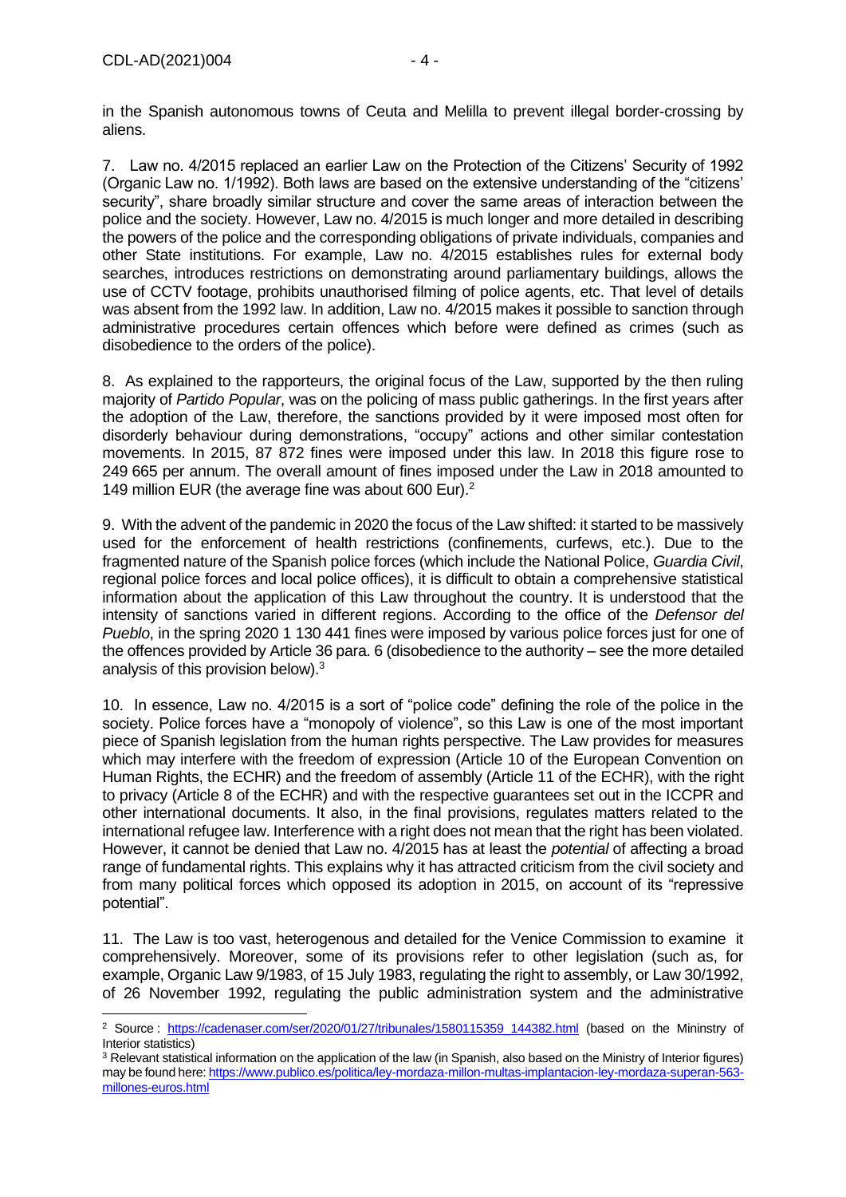in the Spanish autonomous towns of Ceuta and Melilla to prevent illegal border-crossing by aliens.

7. Law no. 4/2015 replaced an earlier Law on the Protection of the Citizens' Security of 1992 (Organic Law no. 1/1992). Both laws are based on the extensive understanding of the "citizens' security", share broadly similar structure and cover the same areas of interaction between the police and the society. However, Law no. 4/2015 is much longer and more detailed in describing the powers of the police and the corresponding obligations of private individuals, companies and other State institutions. For example, Law no. 4/2015 establishes rules for external body searches, introduces restrictions on demonstrating around parliamentary buildings, allows the use of CCTV footage, prohibits unauthorised filming of police agents, etc. That level of details was absent from the 1992 law. In addition, Law no. 4/2015 makes it possible to sanction through administrative procedures certain offences which before were defined as crimes (such as disobedience to the orders of the police).

8. As explained to the rapporteurs, the original focus of the Law, supported by the then ruling majority of *Partido Popular*, was on the policing of mass public gatherings. In the first years after the adoption of the Law, therefore, the sanctions provided by it were imposed most often for disorderly behaviour during demonstrations, "occupy" actions and other similar contestation movements. In 2015, 87 872 fines were imposed under this law. In 2018 this figure rose to 249 665 per annum. The overall amount of fines imposed under the Law in 2018 amounted to 149 million EUR (the average fine was about 600 Eur).[2]

9. With the advent of the pandemic in 2020 the focus of the Law shifted: it started to be massively used for the enforcement of health restrictions (confinements, curfews, etc.). Due to the fragmented nature of the Spanish police forces (which include the National Police, *Guardia Civil*, regional police forces and local police offices), it is difficult to obtain a comprehensive statistical information about the application of this Law throughout the country. It is understood that the intensity of sanctions varied in different regions. According to the office of the *Defensor del Pueblo*, in the spring 2020 1 130 441 fines were imposed by various police forces just for one of the offences provided by Article 36 para. 6 (disobedience to the authority – see the more detailed analysis of this provision below).[3]

10. In essence, Law no. 4/2015 is a sort of "police code" defining the role of the police in the society. Police forces have a "monopoly of violence", so this Law is one of the most important piece of Spanish legislation from the human rights perspective. The Law provides for measures which may interfere with the freedom of expression (Article 10 of the European Convention on Human Rights, the ECHR) and the freedom of assembly (Article 11 of the ECHR), with the right to privacy (Article 8 of the ECHR) and with the respective guarantees set out in the ICCPR and other international documents. It also, in the final provisions, regulates matters related to the international refugee law. Interference with a right does not mean that the right has been violated. However, it cannot be denied that Law no. 4/2015 has at least the *potential* of affecting a broad range of fundamental rights. This explains why it has attracted criticism from the civil society and from many political forces which opposed its adoption in 2015, on account of its "repressive potential".

11. The Law is too vast, heterogenous and detailed for the Venice Commission to examine it comprehensively. Moreover, some of its provisions refer to other legislation (such as, for example, Organic Law 9/1983, of 15 July 1983, regulating the right to assembly, or Law 30/1992, of 26 November 1992, regulating the public administration system and the administrative

---

[2] Source : https://cadenaser.com/ser/2020/01/27/tribunales/1580115359_144382.html (based on the Mininstry of Interior statistics)

[3] Relevant statistical information on the application of the law (in Spanish, also based on the Ministry of Interior figures) may be found here: https://www.publico.es/politica/ley-mordaza-millon-multas-implantacion-ley-mordaza-superan-563-millones-euros.html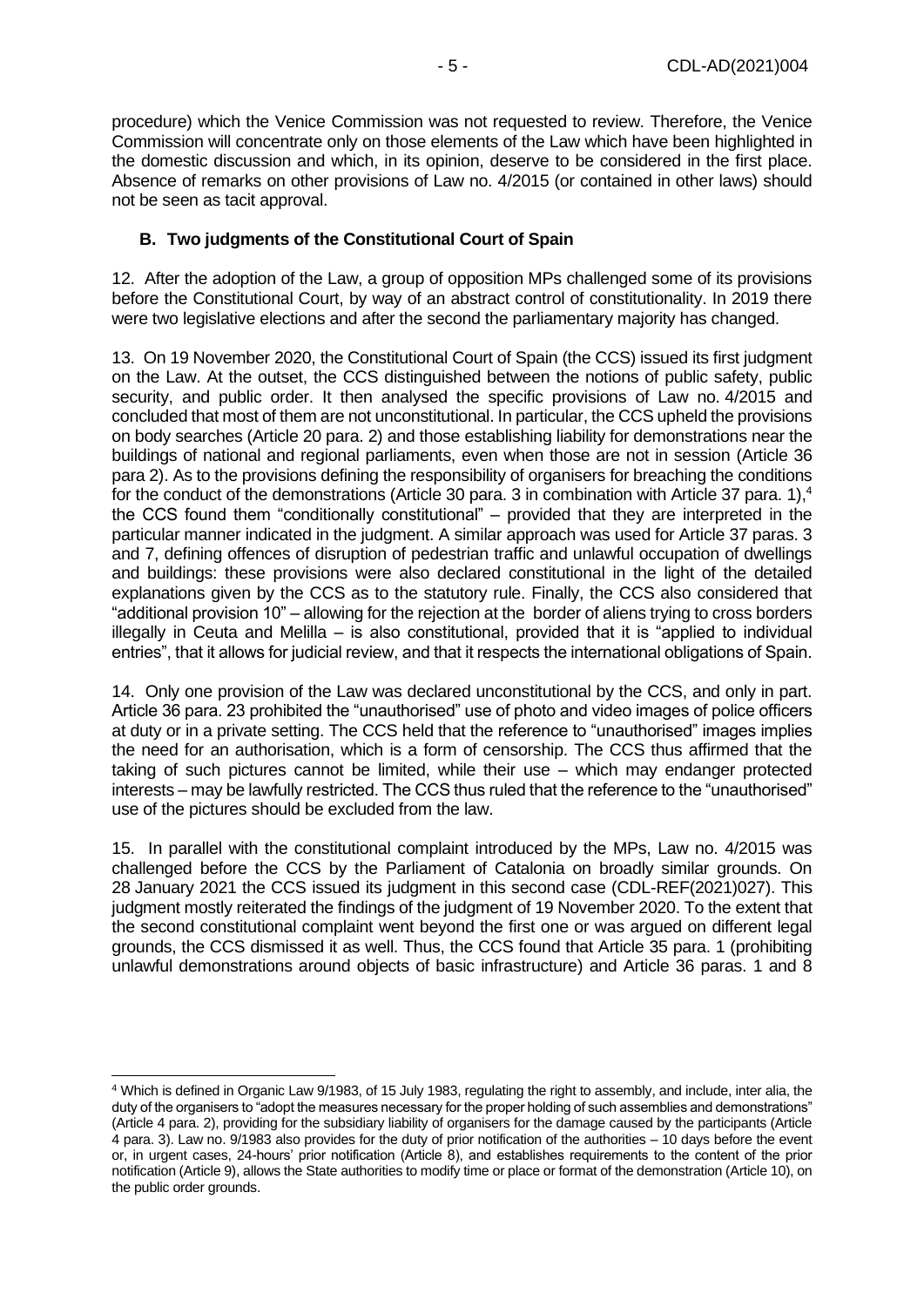procedure) which the Venice Commission was not requested to review. Therefore, the Venice Commission will concentrate only on those elements of the Law which have been highlighted in the domestic discussion and which, in its opinion, deserve to be considered in the first place. Absence of remarks on other provisions of Law no. 4/2015 (or contained in other laws) should not be seen as tacit approval.

## B. Two judgments of the Constitutional Court of Spain

12. After the adoption of the Law, a group of opposition MPs challenged some of its provisions before the Constitutional Court, by way of an abstract control of constitutionality. In 2019 there were two legislative elections and after the second the parliamentary majority has changed.

13. On 19 November 2020, the Constitutional Court of Spain (the CCS) issued its first judgment on the Law. At the outset, the CCS distinguished between the notions of public safety, public security, and public order. It then analysed the specific provisions of Law no. 4/2015 and concluded that most of them are not unconstitutional. In particular, the CCS upheld the provisions on body searches (Article 20 para. 2) and those establishing liability for demonstrations near the buildings of national and regional parliaments, even when those are not in session (Article 36 para 2). As to the provisions defining the responsibility of organisers for breaching the conditions for the conduct of the demonstrations (Article 30 para. 3 in combination with Article 37 para. 1),[4] the CCS found them "conditionally constitutional" – provided that they are interpreted in the particular manner indicated in the judgment. A similar approach was used for Article 37 paras. 3 and 7, defining offences of disruption of pedestrian traffic and unlawful occupation of dwellings and buildings: these provisions were also declared constitutional in the light of the detailed explanations given by the CCS as to the statutory rule. Finally, the CCS also considered that "additional provision 10" – allowing for the rejection at the border of aliens trying to cross borders illegally in Ceuta and Melilla – is also constitutional, provided that it is "applied to individual entries", that it allows for judicial review, and that it respects the international obligations of Spain.

14. Only one provision of the Law was declared unconstitutional by the CCS, and only in part. Article 36 para. 23 prohibited the "unauthorised" use of photo and video images of police officers at duty or in a private setting. The CCS held that the reference to "unauthorised" images implies the need for an authorisation, which is a form of censorship. The CCS thus affirmed that the taking of such pictures cannot be limited, while their use – which may endanger protected interests – may be lawfully restricted. The CCS thus ruled that the reference to the "unauthorised" use of the pictures should be excluded from the law.

15. In parallel with the constitutional complaint introduced by the MPs, Law no. 4/2015 was challenged before the CCS by the Parliament of Catalonia on broadly similar grounds. On 28 January 2021 the CCS issued its judgment in this second case (CDL-REF(2021)027). This judgment mostly reiterated the findings of the judgment of 19 November 2020. To the extent that the second constitutional complaint went beyond the first one or was argued on different legal grounds, the CCS dismissed it as well. Thus, the CCS found that Article 35 para. 1 (prohibiting unlawful demonstrations around objects of basic infrastructure) and Article 36 paras. 1 and 8

---

[4] Which is defined in Organic Law 9/1983, of 15 July 1983, regulating the right to assembly, and include, inter alia, the duty of the organisers to "adopt the measures necessary for the proper holding of such assemblies and demonstrations" (Article 4 para. 2), providing for the subsidiary liability of organisers for the damage caused by the participants (Article 4 para. 3). Law no. 9/1983 also provides for the duty of prior notification of the authorities – 10 days before the event or, in urgent cases, 24-hours' prior notification (Article 8), and establishes requirements to the content of the prior notification (Article 9), allows the State authorities to modify time or place or format of the demonstration (Article 10), on the public order grounds.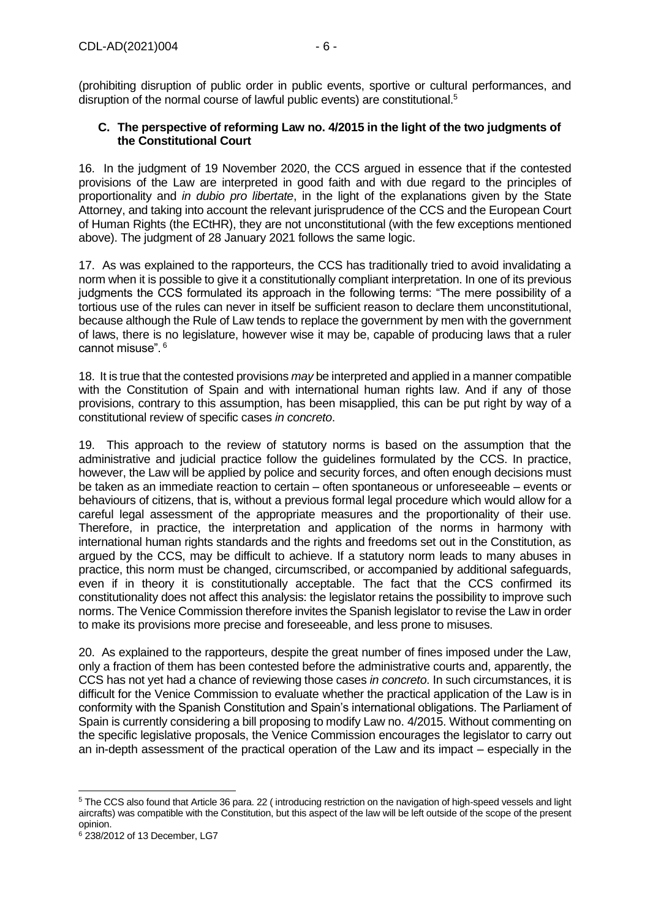(prohibiting disruption of public order in public events, sportive or cultural performances, and disruption of the normal course of lawful public events) are constitutional.[5]

### C. The perspective of reforming Law no. 4/2015 in the light of the two judgments of the Constitutional Court

16. In the judgment of 19 November 2020, the CCS argued in essence that if the contested provisions of the Law are interpreted in good faith and with due regard to the principles of proportionality and *in dubio pro libertate*, in the light of the explanations given by the State Attorney, and taking into account the relevant jurisprudence of the CCS and the European Court of Human Rights (the ECtHR), they are not unconstitutional (with the few exceptions mentioned above). The judgment of 28 January 2021 follows the same logic.

17. As was explained to the rapporteurs, the CCS has traditionally tried to avoid invalidating a norm when it is possible to give it a constitutionally compliant interpretation. In one of its previous judgments the CCS formulated its approach in the following terms: "The mere possibility of a tortious use of the rules can never in itself be sufficient reason to declare them unconstitutional, because although the Rule of Law tends to replace the government by men with the government of laws, there is no legislature, however wise it may be, capable of producing laws that a ruler cannot misuse".[6]

18. It is true that the contested provisions *may* be interpreted and applied in a manner compatible with the Constitution of Spain and with international human rights law. And if any of those provisions, contrary to this assumption, has been misapplied, this can be put right by way of a constitutional review of specific cases *in concreto*.

19. This approach to the review of statutory norms is based on the assumption that the administrative and judicial practice follow the guidelines formulated by the CCS. In practice, however, the Law will be applied by police and security forces, and often enough decisions must be taken as an immediate reaction to certain – often spontaneous or unforeseeable – events or behaviours of citizens, that is, without a previous formal legal procedure which would allow for a careful legal assessment of the appropriate measures and the proportionality of their use. Therefore, in practice, the interpretation and application of the norms in harmony with international human rights standards and the rights and freedoms set out in the Constitution, as argued by the CCS, may be difficult to achieve. If a statutory norm leads to many abuses in practice, this norm must be changed, circumscribed, or accompanied by additional safeguards, even if in theory it is constitutionally acceptable. The fact that the CCS confirmed its constitutionality does not affect this analysis: the legislator retains the possibility to improve such norms. The Venice Commission therefore invites the Spanish legislator to revise the Law in order to make its provisions more precise and foreseeable, and less prone to misuses.

20. As explained to the rapporteurs, despite the great number of fines imposed under the Law, only a fraction of them has been contested before the administrative courts and, apparently, the CCS has not yet had a chance of reviewing those cases *in concreto*. In such circumstances, it is difficult for the Venice Commission to evaluate whether the practical application of the Law is in conformity with the Spanish Constitution and Spain's international obligations. The Parliament of Spain is currently considering a bill proposing to modify Law no. 4/2015. Without commenting on the specific legislative proposals, the Venice Commission encourages the legislator to carry out an in-depth assessment of the practical operation of the Law and its impact – especially in the

---

[5] The CCS also found that Article 36 para. 22 ( introducing restriction on the navigation of high-speed vessels and light aircrafts) was compatible with the Constitution, but this aspect of the law will be left outside of the scope of the present opinion.

[6] 238/2012 of 13 December, LG7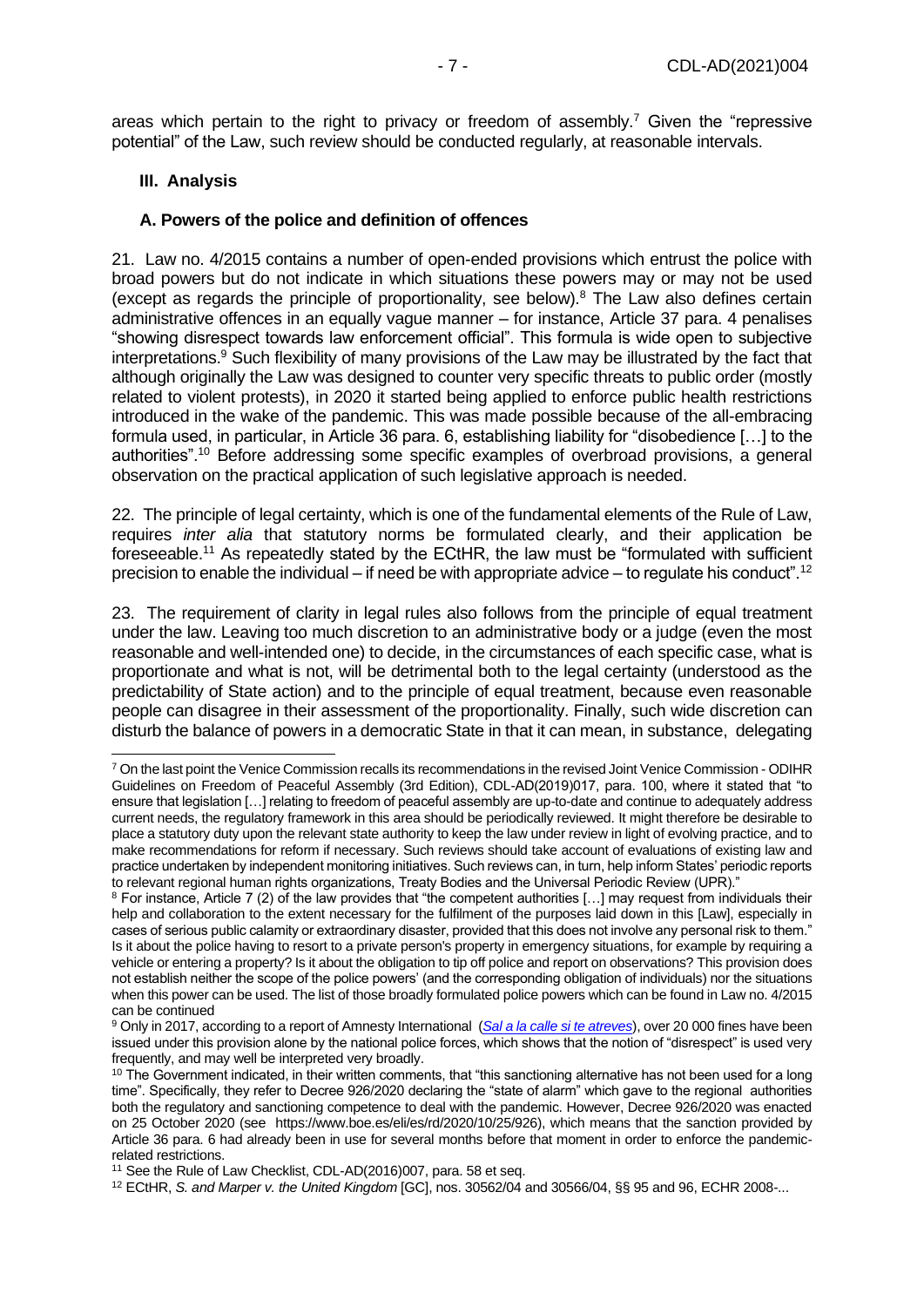areas which pertain to the right to privacy or freedom of assembly.[7] Given the "repressive potential" of the Law, such review should be conducted regularly, at reasonable intervals.

## III. Analysis

### A. Powers of the police and definition of offences

21. Law no. 4/2015 contains a number of open-ended provisions which entrust the police with broad powers but do not indicate in which situations these powers may or may not be used (except as regards the principle of proportionality, see below).[8] The Law also defines certain administrative offences in an equally vague manner – for instance, Article 37 para. 4 penalises "showing disrespect towards law enforcement official". This formula is wide open to subjective interpretations.[9] Such flexibility of many provisions of the Law may be illustrated by the fact that although originally the Law was designed to counter very specific threats to public order (mostly related to violent protests), in 2020 it started being applied to enforce public health restrictions introduced in the wake of the pandemic. This was made possible because of the all-embracing formula used, in particular, in Article 36 para. 6, establishing liability for "disobedience […] to the authorities".[10] Before addressing some specific examples of overbroad provisions, a general observation on the practical application of such legislative approach is needed.

22. The principle of legal certainty, which is one of the fundamental elements of the Rule of Law, requires *inter alia* that statutory norms be formulated clearly, and their application be foreseeable.[11] As repeatedly stated by the ECtHR, the law must be "formulated with sufficient precision to enable the individual – if need be with appropriate advice – to regulate his conduct".[12]

23. The requirement of clarity in legal rules also follows from the principle of equal treatment under the law. Leaving too much discretion to an administrative body or a judge (even the most reasonable and well-intended one) to decide, in the circumstances of each specific case, what is proportionate and what is not, will be detrimental both to the legal certainty (understood as the predictability of State action) and to the principle of equal treatment, because even reasonable people can disagree in their assessment of the proportionality. Finally, such wide discretion can disturb the balance of powers in a democratic State in that it can mean, in substance, delegating

---

[7] On the last point the Venice Commission recalls its recommendations in the revised Joint Venice Commission - ODIHR Guidelines on Freedom of Peaceful Assembly (3rd Edition), CDL-AD(2019)017, para. 100, where it stated that "to ensure that legislation […] relating to freedom of peaceful assembly are up-to-date and continue to adequately address current needs, the regulatory framework in this area should be periodically reviewed. It might therefore be desirable to place a statutory duty upon the relevant state authority to keep the law under review in light of evolving practice, and to make recommendations for reform if necessary. Such reviews should take account of evaluations of existing law and practice undertaken by independent monitoring initiatives. Such reviews can, in turn, help inform States' periodic reports to relevant regional human rights organizations, Treaty Bodies and the Universal Periodic Review (UPR)."

[8] For instance, Article 7 (2) of the law provides that "the competent authorities […] may request from individuals their help and collaboration to the extent necessary for the fulfilment of the purposes laid down in this [Law], especially in cases of serious public calamity or extraordinary disaster, provided that this does not involve any personal risk to them." Is it about the police having to resort to a private person's property in emergency situations, for example by requiring a vehicle or entering a property? Is it about the obligation to tip off police and report on observations? This provision does not establish neither the scope of the police powers' (and the corresponding obligation of individuals) nor the situations when this power can be used. The list of those broadly formulated police powers which can be found in Law no. 4/2015 can be continued

[9] Only in 2017, according to a report of Amnesty International (*Sal a la calle si te atreves*), over 20 000 fines have been issued under this provision alone by the national police forces, which shows that the notion of "disrespect" is used very frequently, and may well be interpreted very broadly.

[10] The Government indicated, in their written comments, that "this sanctioning alternative has not been used for a long time". Specifically, they refer to Decree 926/2020 declaring the "state of alarm" which gave to the regional authorities both the regulatory and sanctioning competence to deal with the pandemic. However, Decree 926/2020 was enacted on 25 October 2020 (see https://www.boe.es/eli/es/rd/2020/10/25/926), which means that the sanction provided by Article 36 para. 6 had already been in use for several months before that moment in order to enforce the pandemic-related restrictions.

[11] See the Rule of Law Checklist, CDL-AD(2016)007, para. 58 et seq.

[12] ECtHR, *S. and Marper v. the United Kingdom* [GC], nos. 30562/04 and 30566/04, §§ 95 and 96, ECHR 2008-...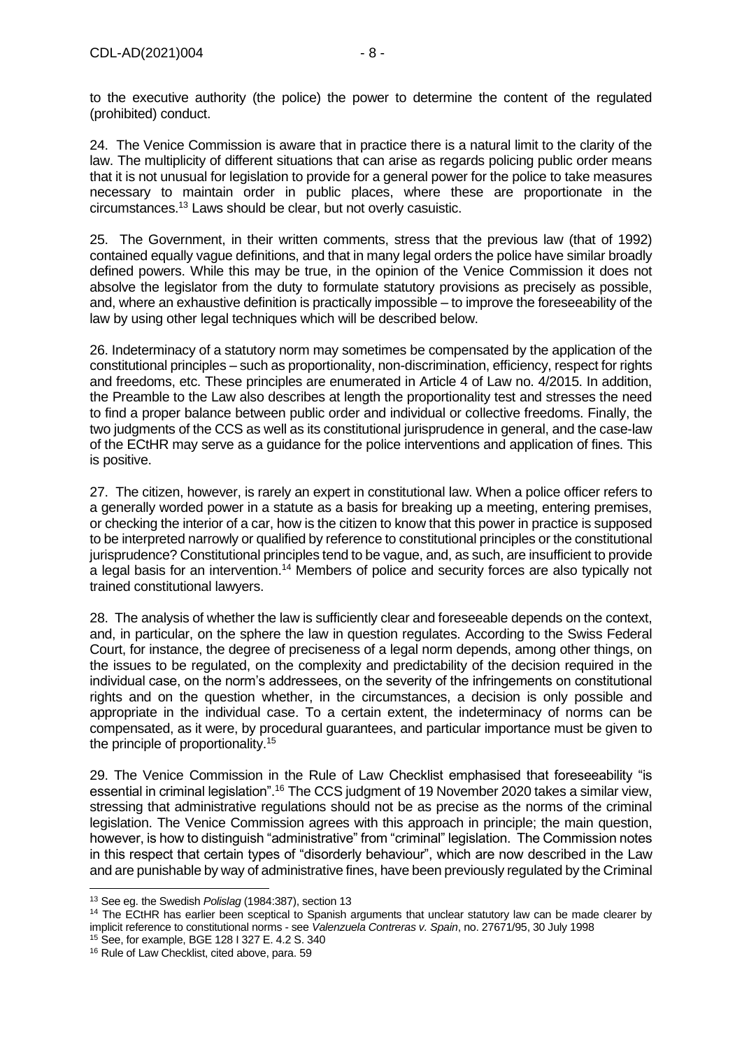to the executive authority (the police) the power to determine the content of the regulated (prohibited) conduct.

24. The Venice Commission is aware that in practice there is a natural limit to the clarity of the law. The multiplicity of different situations that can arise as regards policing public order means that it is not unusual for legislation to provide for a general power for the police to take measures necessary to maintain order in public places, where these are proportionate in the circumstances.[13] Laws should be clear, but not overly casuistic.

25. The Government, in their written comments, stress that the previous law (that of 1992) contained equally vague definitions, and that in many legal orders the police have similar broadly defined powers. While this may be true, in the opinion of the Venice Commission it does not absolve the legislator from the duty to formulate statutory provisions as precisely as possible, and, where an exhaustive definition is practically impossible – to improve the foreseeability of the law by using other legal techniques which will be described below.

26. Indeterminacy of a statutory norm may sometimes be compensated by the application of the constitutional principles – such as proportionality, non-discrimination, efficiency, respect for rights and freedoms, etc. These principles are enumerated in Article 4 of Law no. 4/2015. In addition, the Preamble to the Law also describes at length the proportionality test and stresses the need to find a proper balance between public order and individual or collective freedoms. Finally, the two judgments of the CCS as well as its constitutional jurisprudence in general, and the case-law of the ECtHR may serve as a guidance for the police interventions and application of fines. This is positive.

27. The citizen, however, is rarely an expert in constitutional law. When a police officer refers to a generally worded power in a statute as a basis for breaking up a meeting, entering premises, or checking the interior of a car, how is the citizen to know that this power in practice is supposed to be interpreted narrowly or qualified by reference to constitutional principles or the constitutional jurisprudence? Constitutional principles tend to be vague, and, as such, are insufficient to provide a legal basis for an intervention.[14] Members of police and security forces are also typically not trained constitutional lawyers.

28. The analysis of whether the law is sufficiently clear and foreseeable depends on the context, and, in particular, on the sphere the law in question regulates. According to the Swiss Federal Court, for instance, the degree of preciseness of a legal norm depends, among other things, on the issues to be regulated, on the complexity and predictability of the decision required in the individual case, on the norm's addressees, on the severity of the infringements on constitutional rights and on the question whether, in the circumstances, a decision is only possible and appropriate in the individual case. To a certain extent, the indeterminacy of norms can be compensated, as it were, by procedural guarantees, and particular importance must be given to the principle of proportionality.[15]

29. The Venice Commission in the Rule of Law Checklist emphasised that foreseeability "is essential in criminal legislation".[16] The CCS judgment of 19 November 2020 takes a similar view, stressing that administrative regulations should not be as precise as the norms of the criminal legislation. The Venice Commission agrees with this approach in principle; the main question, however, is how to distinguish "administrative" from "criminal" legislation. The Commission notes in this respect that certain types of "disorderly behaviour", which are now described in the Law and are punishable by way of administrative fines, have been previously regulated by the Criminal

---

[13] See eg. the Swedish *Polislag* (1984:387), section 13

[14] The ECtHR has earlier been sceptical to Spanish arguments that unclear statutory law can be made clearer by implicit reference to constitutional norms - see *Valenzuela Contreras v. Spain*, no. 27671/95, 30 July 1998

[15] See, for example, BGE 128 I 327 E. 4.2 S. 340

[16] Rule of Law Checklist, cited above, para. 59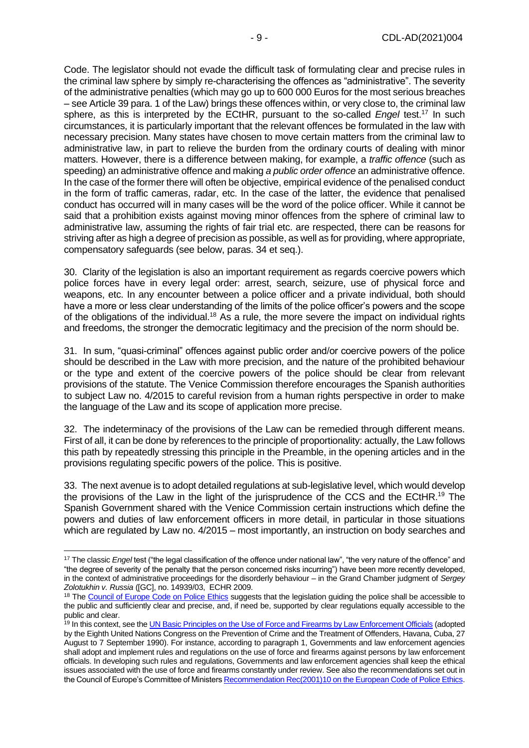Code. The legislator should not evade the difficult task of formulating clear and precise rules in the criminal law sphere by simply re-characterising the offences as "administrative". The severity of the administrative penalties (which may go up to 600 000 Euros for the most serious breaches – see Article 39 para. 1 of the Law) brings these offences within, or very close to, the criminal law sphere, as this is interpreted by the ECtHR, pursuant to the so-called *Engel* test.[17] In such circumstances, it is particularly important that the relevant offences be formulated in the law with necessary precision. Many states have chosen to move certain matters from the criminal law to administrative law, in part to relieve the burden from the ordinary courts of dealing with minor matters. However, there is a difference between making, for example, a *traffic offence* (such as speeding) an administrative offence and making *a public order offence* an administrative offence. In the case of the former there will often be objective, empirical evidence of the penalised conduct in the form of traffic cameras, radar, etc. In the case of the latter, the evidence that penalised conduct has occurred will in many cases will be the word of the police officer. While it cannot be said that a prohibition exists against moving minor offences from the sphere of criminal law to administrative law, assuming the rights of fair trial etc. are respected, there can be reasons for striving after as high a degree of precision as possible, as well as for providing, where appropriate, compensatory safeguards (see below, paras. 34 et seq.).

30. Clarity of the legislation is also an important requirement as regards coercive powers which police forces have in every legal order: arrest, search, seizure, use of physical force and weapons, etc. In any encounter between a police officer and a private individual, both should have a more or less clear understanding of the limits of the police officer's powers and the scope of the obligations of the individual.[18] As a rule, the more severe the impact on individual rights and freedoms, the stronger the democratic legitimacy and the precision of the norm should be.

31. In sum, "quasi-criminal" offences against public order and/or coercive powers of the police should be described in the Law with more precision, and the nature of the prohibited behaviour or the type and extent of the coercive powers of the police should be clear from relevant provisions of the statute. The Venice Commission therefore encourages the Spanish authorities to subject Law no. 4/2015 to careful revision from a human rights perspective in order to make the language of the Law and its scope of application more precise.

32. The indeterminacy of the provisions of the Law can be remedied through different means. First of all, it can be done by references to the principle of proportionality: actually, the Law follows this path by repeatedly stressing this principle in the Preamble, in the opening articles and in the provisions regulating specific powers of the police. This is positive.

33. The next avenue is to adopt detailed regulations at sub-legislative level, which would develop the provisions of the Law in the light of the jurisprudence of the CCS and the ECtHR.[19] The Spanish Government shared with the Venice Commission certain instructions which define the powers and duties of law enforcement officers in more detail, in particular in those situations which are regulated by Law no. 4/2015 – most importantly, an instruction on body searches and

---

[17] The classic *Engel* test ("the legal classification of the offence under national law", "the very nature of the offence" and "the degree of severity of the penalty that the person concerned risks incurring") have been more recently developed, in the context of administrative proceedings for the disorderly behaviour – in the Grand Chamber judgment of *Sergey Zolotukhin v. Russia* ([GC], no. 14939/03, ECHR 2009.

[18] The Council of Europe Code on Police Ethics suggests that the legislation guiding the police shall be accessible to the public and sufficiently clear and precise, and, if need be, supported by clear regulations equally accessible to the public and clear.

[19] In this context, see the UN Basic Principles on the Use of Force and Firearms by Law Enforcement Officials (adopted by the Eighth United Nations Congress on the Prevention of Crime and the Treatment of Offenders, Havana, Cuba, 27 August to 7 September 1990). For instance, according to paragraph 1, Governments and law enforcement agencies shall adopt and implement rules and regulations on the use of force and firearms against persons by law enforcement officials. In developing such rules and regulations, Governments and law enforcement agencies shall keep the ethical issues associated with the use of force and firearms constantly under review. See also the recommendations set out in the Council of Europe's Committee of Ministers Recommendation Rec(2001)10 on the European Code of Police Ethics.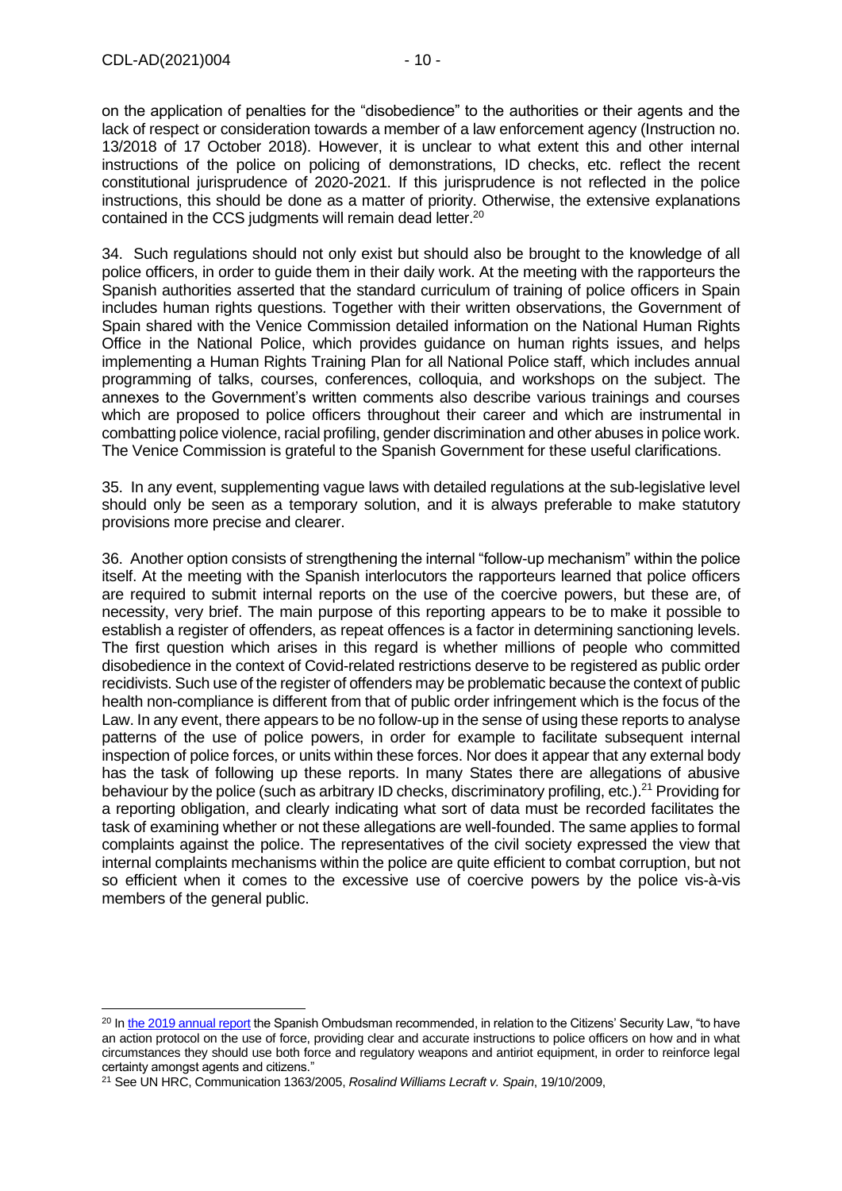on the application of penalties for the "disobedience" to the authorities or their agents and the lack of respect or consideration towards a member of a law enforcement agency (Instruction no. 13/2018 of 17 October 2018). However, it is unclear to what extent this and other internal instructions of the police on policing of demonstrations, ID checks, etc. reflect the recent constitutional jurisprudence of 2020-2021. If this jurisprudence is not reflected in the police instructions, this should be done as a matter of priority. Otherwise, the extensive explanations contained in the CCS judgments will remain dead letter.[20]

34. Such regulations should not only exist but should also be brought to the knowledge of all police officers, in order to guide them in their daily work. At the meeting with the rapporteurs the Spanish authorities asserted that the standard curriculum of training of police officers in Spain includes human rights questions. Together with their written observations, the Government of Spain shared with the Venice Commission detailed information on the National Human Rights Office in the National Police, which provides guidance on human rights issues, and helps implementing a Human Rights Training Plan for all National Police staff, which includes annual programming of talks, courses, conferences, colloquia, and workshops on the subject. The annexes to the Government's written comments also describe various trainings and courses which are proposed to police officers throughout their career and which are instrumental in combatting police violence, racial profiling, gender discrimination and other abuses in police work. The Venice Commission is grateful to the Spanish Government for these useful clarifications.

35. In any event, supplementing vague laws with detailed regulations at the sub-legislative level should only be seen as a temporary solution, and it is always preferable to make statutory provisions more precise and clearer.

36. Another option consists of strengthening the internal "follow-up mechanism" within the police itself. At the meeting with the Spanish interlocutors the rapporteurs learned that police officers are required to submit internal reports on the use of the coercive powers, but these are, of necessity, very brief. The main purpose of this reporting appears to be to make it possible to establish a register of offenders, as repeat offences is a factor in determining sanctioning levels. The first question which arises in this regard is whether millions of people who committed disobedience in the context of Covid-related restrictions deserve to be registered as public order recidivists. Such use of the register of offenders may be problematic because the context of public health non-compliance is different from that of public order infringement which is the focus of the Law. In any event, there appears to be no follow-up in the sense of using these reports to analyse patterns of the use of police powers, in order for example to facilitate subsequent internal inspection of police forces, or units within these forces. Nor does it appear that any external body has the task of following up these reports. In many States there are allegations of abusive behaviour by the police (such as arbitrary ID checks, discriminatory profiling, etc.).[21] Providing for a reporting obligation, and clearly indicating what sort of data must be recorded facilitates the task of examining whether or not these allegations are well-founded. The same applies to formal complaints against the police. The representatives of the civil society expressed the view that internal complaints mechanisms within the police are quite efficient to combat corruption, but not so efficient when it comes to the excessive use of coercive powers by the police vis-à-vis members of the general public.

---

[20] In the 2019 annual report the Spanish Ombudsman recommended, in relation to the Citizens' Security Law, "to have an action protocol on the use of force, providing clear and accurate instructions to police officers on how and in what circumstances they should use both force and regulatory weapons and antiriot equipment, in order to reinforce legal certainty amongst agents and citizens."

[21] See UN HRC, Communication 1363/2005, *Rosalind Williams Lecraft v. Spain*, 19/10/2009,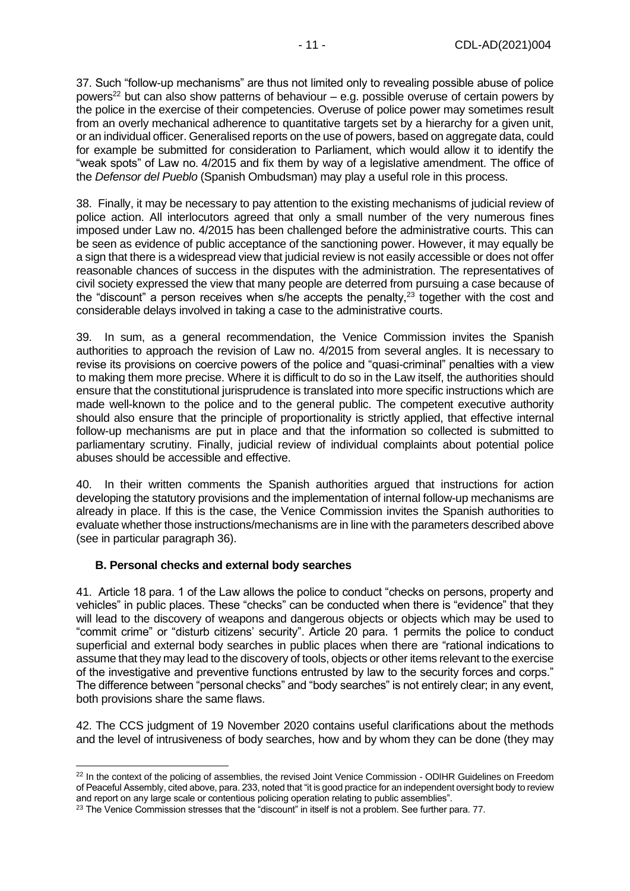37. Such "follow-up mechanisms" are thus not limited only to revealing possible abuse of police powers[22] but can also show patterns of behaviour – e.g. possible overuse of certain powers by the police in the exercise of their competencies. Overuse of police power may sometimes result from an overly mechanical adherence to quantitative targets set by a hierarchy for a given unit, or an individual officer. Generalised reports on the use of powers, based on aggregate data, could for example be submitted for consideration to Parliament, which would allow it to identify the "weak spots" of Law no. 4/2015 and fix them by way of a legislative amendment. The office of the *Defensor del Pueblo* (Spanish Ombudsman) may play a useful role in this process.

38. Finally, it may be necessary to pay attention to the existing mechanisms of judicial review of police action. All interlocutors agreed that only a small number of the very numerous fines imposed under Law no. 4/2015 has been challenged before the administrative courts. This can be seen as evidence of public acceptance of the sanctioning power. However, it may equally be a sign that there is a widespread view that judicial review is not easily accessible or does not offer reasonable chances of success in the disputes with the administration. The representatives of civil society expressed the view that many people are deterred from pursuing a case because of the "discount" a person receives when s/he accepts the penalty,[23] together with the cost and considerable delays involved in taking a case to the administrative courts.

39. In sum, as a general recommendation, the Venice Commission invites the Spanish authorities to approach the revision of Law no. 4/2015 from several angles. It is necessary to revise its provisions on coercive powers of the police and "quasi-criminal" penalties with a view to making them more precise. Where it is difficult to do so in the Law itself, the authorities should ensure that the constitutional jurisprudence is translated into more specific instructions which are made well-known to the police and to the general public. The competent executive authority should also ensure that the principle of proportionality is strictly applied, that effective internal follow-up mechanisms are put in place and that the information so collected is submitted to parliamentary scrutiny. Finally, judicial review of individual complaints about potential police abuses should be accessible and effective.

40. In their written comments the Spanish authorities argued that instructions for action developing the statutory provisions and the implementation of internal follow-up mechanisms are already in place. If this is the case, the Venice Commission invites the Spanish authorities to evaluate whether those instructions/mechanisms are in line with the parameters described above (see in particular paragraph 36).

### B. Personal checks and external body searches

41. Article 18 para. 1 of the Law allows the police to conduct "checks on persons, property and vehicles" in public places. These "checks" can be conducted when there is "evidence" that they will lead to the discovery of weapons and dangerous objects or objects which may be used to "commit crime" or "disturb citizens' security". Article 20 para. 1 permits the police to conduct superficial and external body searches in public places when there are "rational indications to assume that they may lead to the discovery of tools, objects or other items relevant to the exercise of the investigative and preventive functions entrusted by law to the security forces and corps." The difference between "personal checks" and "body searches" is not entirely clear; in any event, both provisions share the same flaws.

42. The CCS judgment of 19 November 2020 contains useful clarifications about the methods and the level of intrusiveness of body searches, how and by whom they can be done (they may

---

[22] In the context of the policing of assemblies, the revised Joint Venice Commission - ODIHR Guidelines on Freedom of Peaceful Assembly, cited above, para. 233, noted that "it is good practice for an independent oversight body to review and report on any large scale or contentious policing operation relating to public assemblies".

[23] The Venice Commission stresses that the "discount" in itself is not a problem. See further para. 77.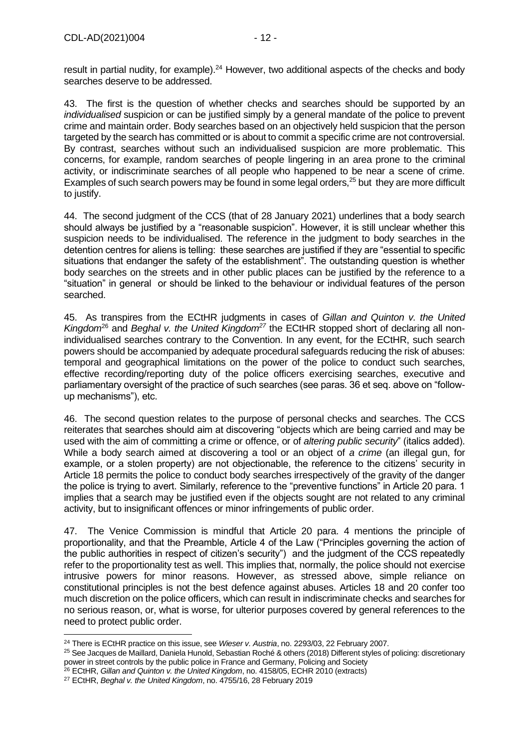result in partial nudity, for example).[24] However, two additional aspects of the checks and body searches deserve to be addressed.

43. The first is the question of whether checks and searches should be supported by an *individualised* suspicion or can be justified simply by a general mandate of the police to prevent crime and maintain order. Body searches based on an objectively held suspicion that the person targeted by the search has committed or is about to commit a specific crime are not controversial. By contrast, searches without such an individualised suspicion are more problematic. This concerns, for example, random searches of people lingering in an area prone to the criminal activity, or indiscriminate searches of all people who happened to be near a scene of crime. Examples of such search powers may be found in some legal orders,[25] but they are more difficult to justify.

44. The second judgment of the CCS (that of 28 January 2021) underlines that a body search should always be justified by a "reasonable suspicion". However, it is still unclear whether this suspicion needs to be individualised. The reference in the judgment to body searches in the detention centres for aliens is telling: these searches are justified if they are "essential to specific situations that endanger the safety of the establishment". The outstanding question is whether body searches on the streets and in other public places can be justified by the reference to a "situation" in general or should be linked to the behaviour or individual features of the person searched.

45. As transpires from the ECtHR judgments in cases of *Gillan and Quinton v. the United Kingdom*[26] and *Beghal v. the United Kingdom*[27] the ECtHR stopped short of declaring all non-individualised searches contrary to the Convention. In any event, for the ECtHR, such search powers should be accompanied by adequate procedural safeguards reducing the risk of abuses: temporal and geographical limitations on the power of the police to conduct such searches, effective recording/reporting duty of the police officers exercising searches, executive and parliamentary oversight of the practice of such searches (see paras. 36 et seq. above on "follow-up mechanisms"), etc.

46. The second question relates to the purpose of personal checks and searches. The CCS reiterates that searches should aim at discovering "objects which are being carried and may be used with the aim of committing a crime or offence, or of *altering public security*" (italics added). While a body search aimed at discovering a tool or an object of *a crime* (an illegal gun, for example, or a stolen property) are not objectionable, the reference to the citizens' security in Article 18 permits the police to conduct body searches irrespectively of the gravity of the danger the police is trying to avert. Similarly, reference to the "preventive functions" in Article 20 para. 1 implies that a search may be justified even if the objects sought are not related to any criminal activity, but to insignificant offences or minor infringements of public order.

47. The Venice Commission is mindful that Article 20 para. 4 mentions the principle of proportionality, and that the Preamble, Article 4 of the Law ("Principles governing the action of the public authorities in respect of citizen's security") and the judgment of the CCS repeatedly refer to the proportionality test as well. This implies that, normally, the police should not exercise intrusive powers for minor reasons. However, as stressed above, simple reliance on constitutional principles is not the best defence against abuses. Articles 18 and 20 confer too much discretion on the police officers, which can result in indiscriminate checks and searches for no serious reason, or, what is worse, for ulterior purposes covered by general references to the need to protect public order.

---

[24] There is ECtHR practice on this issue, see *Wieser v. Austria*, no. 2293/03, 22 February 2007.

[25] See Jacques de Maillard, Daniela Hunold, Sebastian Roché & others (2018) Different styles of policing: discretionary power in street controls by the public police in France and Germany, Policing and Society

[26] ECtHR, *Gillan and Quinton v. the United Kingdom*, no. 4158/05, ECHR 2010 (extracts)

[27] ECtHR, *Beghal v. the United Kingdom*, no. 4755/16, 28 February 2019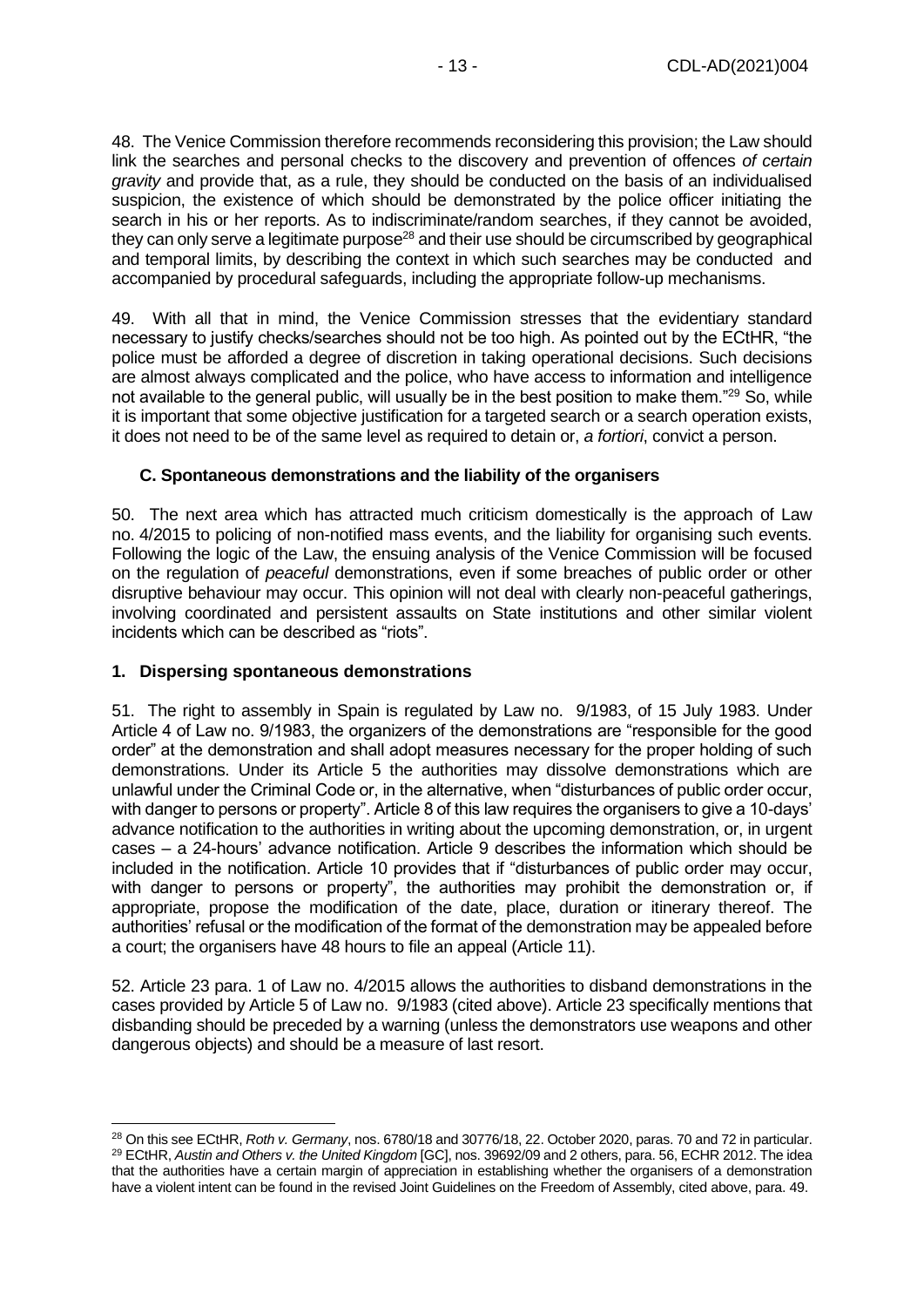48. The Venice Commission therefore recommends reconsidering this provision; the Law should link the searches and personal checks to the discovery and prevention of offences *of certain gravity* and provide that, as a rule, they should be conducted on the basis of an individualised suspicion, the existence of which should be demonstrated by the police officer initiating the search in his or her reports. As to indiscriminate/random searches, if they cannot be avoided, they can only serve a legitimate purpose[28] and their use should be circumscribed by geographical and temporal limits, by describing the context in which such searches may be conducted and accompanied by procedural safeguards, including the appropriate follow-up mechanisms.

49. With all that in mind, the Venice Commission stresses that the evidentiary standard necessary to justify checks/searches should not be too high. As pointed out by the ECtHR, "the police must be afforded a degree of discretion in taking operational decisions. Such decisions are almost always complicated and the police, who have access to information and intelligence not available to the general public, will usually be in the best position to make them."[29] So, while it is important that some objective justification for a targeted search or a search operation exists, it does not need to be of the same level as required to detain or, *a fortiori*, convict a person.

### C. Spontaneous demonstrations and the liability of the organisers

50. The next area which has attracted much criticism domestically is the approach of Law no. 4/2015 to policing of non-notified mass events, and the liability for organising such events. Following the logic of the Law, the ensuing analysis of the Venice Commission will be focused on the regulation of *peaceful* demonstrations, even if some breaches of public order or other disruptive behaviour may occur. This opinion will not deal with clearly non-peaceful gatherings, involving coordinated and persistent assaults on State institutions and other similar violent incidents which can be described as "riots".

#### 1. Dispersing spontaneous demonstrations

51. The right to assembly in Spain is regulated by Law no. 9/1983, of 15 July 1983. Under Article 4 of Law no. 9/1983, the organizers of the demonstrations are "responsible for the good order" at the demonstration and shall adopt measures necessary for the proper holding of such demonstrations. Under its Article 5 the authorities may dissolve demonstrations which are unlawful under the Criminal Code or, in the alternative, when "disturbances of public order occur, with danger to persons or property". Article 8 of this law requires the organisers to give a 10-days' advance notification to the authorities in writing about the upcoming demonstration, or, in urgent cases – a 24-hours' advance notification. Article 9 describes the information which should be included in the notification. Article 10 provides that if "disturbances of public order may occur, with danger to persons or property", the authorities may prohibit the demonstration or, if appropriate, propose the modification of the date, place, duration or itinerary thereof. The authorities' refusal or the modification of the format of the demonstration may be appealed before a court; the organisers have 48 hours to file an appeal (Article 11).

52. Article 23 para. 1 of Law no. 4/2015 allows the authorities to disband demonstrations in the cases provided by Article 5 of Law no. 9/1983 (cited above). Article 23 specifically mentions that disbanding should be preceded by a warning (unless the demonstrators use weapons and other dangerous objects) and should be a measure of last resort.

---

[28] On this see ECtHR, *Roth v. Germany*, nos. 6780/18 and 30776/18, 22. October 2020, paras. 70 and 72 in particular.

[29] ECtHR, *Austin and Others v. the United Kingdom* [GC], nos. 39692/09 and 2 others, para. 56, ECHR 2012. The idea that the authorities have a certain margin of appreciation in establishing whether the organisers of a demonstration have a violent intent can be found in the revised Joint Guidelines on the Freedom of Assembly, cited above, para. 49.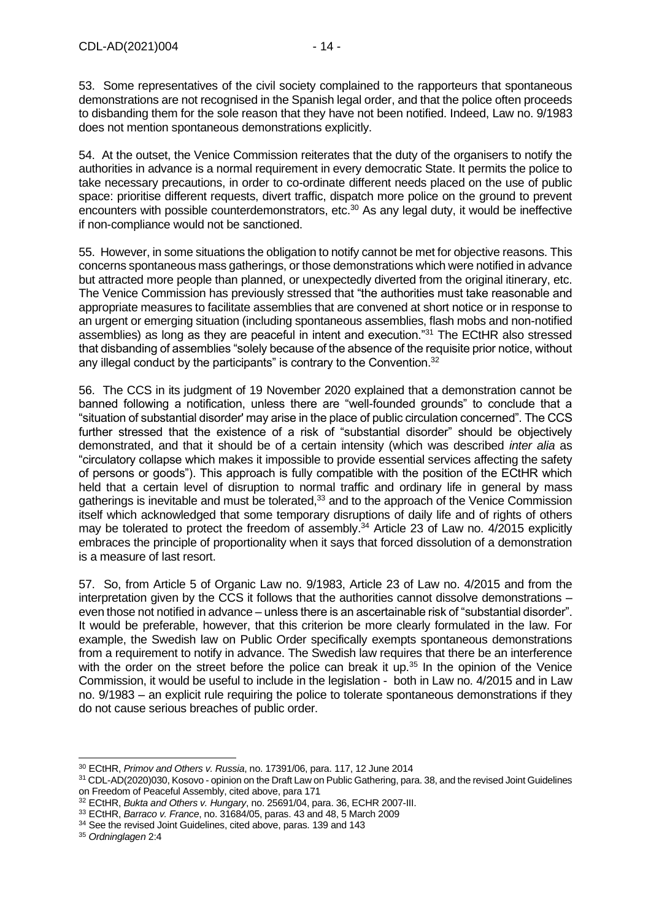53. Some representatives of the civil society complained to the rapporteurs that spontaneous demonstrations are not recognised in the Spanish legal order, and that the police often proceeds to disbanding them for the sole reason that they have not been notified. Indeed, Law no. 9/1983 does not mention spontaneous demonstrations explicitly.

54. At the outset, the Venice Commission reiterates that the duty of the organisers to notify the authorities in advance is a normal requirement in every democratic State. It permits the police to take necessary precautions, in order to co-ordinate different needs placed on the use of public space: prioritise different requests, divert traffic, dispatch more police on the ground to prevent encounters with possible counterdemonstrators, etc.[30] As any legal duty, it would be ineffective if non-compliance would not be sanctioned.

55. However, in some situations the obligation to notify cannot be met for objective reasons. This concerns spontaneous mass gatherings, or those demonstrations which were notified in advance but attracted more people than planned, or unexpectedly diverted from the original itinerary, etc. The Venice Commission has previously stressed that "the authorities must take reasonable and appropriate measures to facilitate assemblies that are convened at short notice or in response to an urgent or emerging situation (including spontaneous assemblies, flash mobs and non-notified assemblies) as long as they are peaceful in intent and execution."[31] The ECtHR also stressed that disbanding of assemblies "solely because of the absence of the requisite prior notice, without any illegal conduct by the participants" is contrary to the Convention.[32]

56. The CCS in its judgment of 19 November 2020 explained that a demonstration cannot be banned following a notification, unless there are "well-founded grounds" to conclude that a "situation of substantial disorder' may arise in the place of public circulation concerned". The CCS further stressed that the existence of a risk of "substantial disorder" should be objectively demonstrated, and that it should be of a certain intensity (which was described *inter alia* as "circulatory collapse which makes it impossible to provide essential services affecting the safety of persons or goods"). This approach is fully compatible with the position of the ECtHR which held that a certain level of disruption to normal traffic and ordinary life in general by mass gatherings is inevitable and must be tolerated,[33] and to the approach of the Venice Commission itself which acknowledged that some temporary disruptions of daily life and of rights of others may be tolerated to protect the freedom of assembly.[34] Article 23 of Law no. 4/2015 explicitly embraces the principle of proportionality when it says that forced dissolution of a demonstration is a measure of last resort.

57. So, from Article 5 of Organic Law no. 9/1983, Article 23 of Law no. 4/2015 and from the interpretation given by the CCS it follows that the authorities cannot dissolve demonstrations – even those not notified in advance – unless there is an ascertainable risk of "substantial disorder". It would be preferable, however, that this criterion be more clearly formulated in the law. For example, the Swedish law on Public Order specifically exempts spontaneous demonstrations from a requirement to notify in advance. The Swedish law requires that there be an interference with the order on the street before the police can break it up.[35] In the opinion of the Venice Commission, it would be useful to include in the legislation - both in Law no. 4/2015 and in Law no. 9/1983 – an explicit rule requiring the police to tolerate spontaneous demonstrations if they do not cause serious breaches of public order.

---

[30] ECtHR, *Primov and Others v. Russia*, no. 17391/06, para. 117, 12 June 2014

[31] CDL-AD(2020)030, Kosovo - opinion on the Draft Law on Public Gathering, para. 38, and the revised Joint Guidelines on Freedom of Peaceful Assembly, cited above, para 171

[32] ECtHR, *Bukta and Others v. Hungary*, no. 25691/04, para. 36, ECHR 2007-III.

[33] ECtHR, *Barraco v. France*, no. 31684/05, paras. 43 and 48, 5 March 2009

[34] See the revised Joint Guidelines, cited above, paras. 139 and 143

[35] *Ordninglagen* 2:4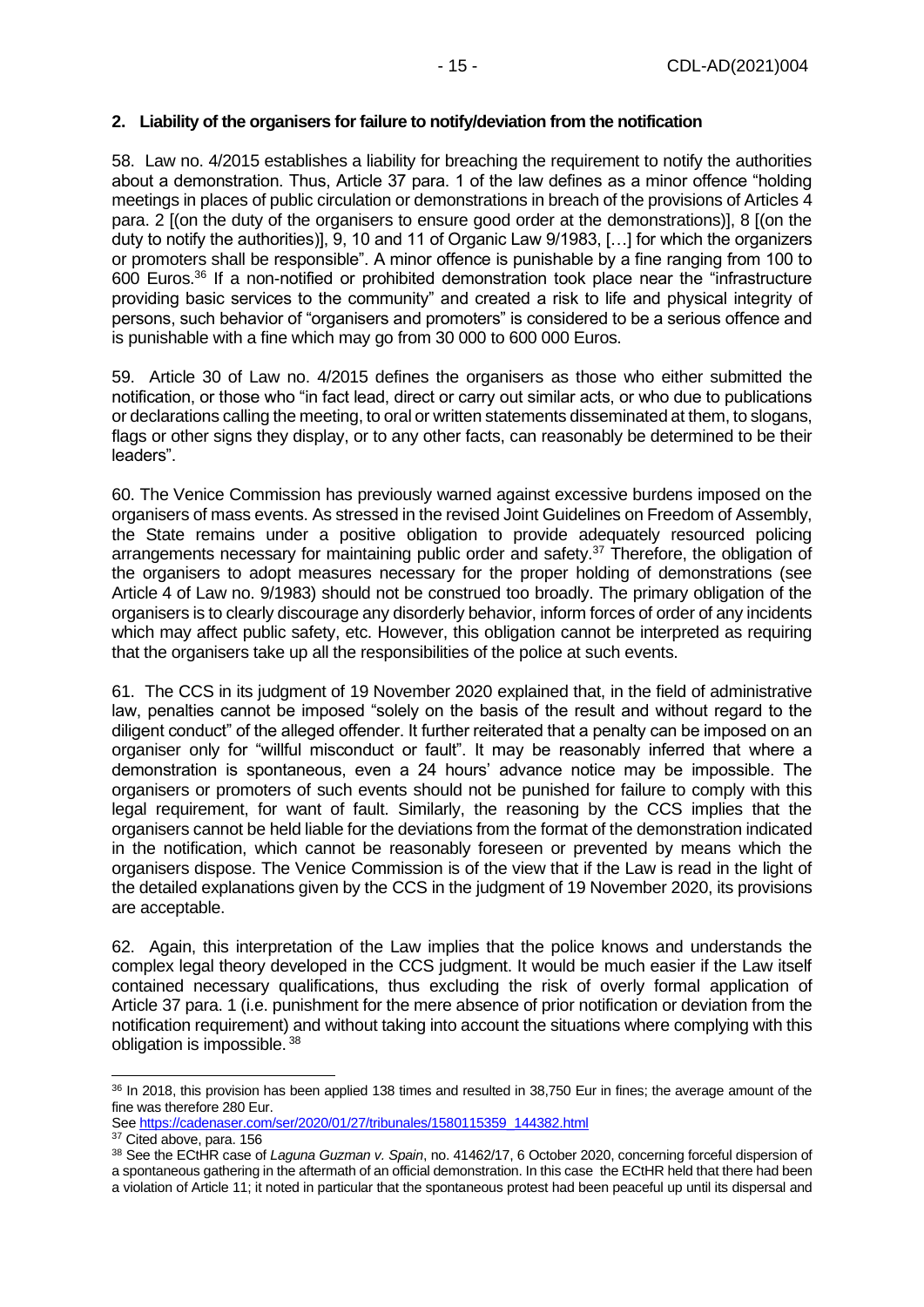### 2. Liability of the organisers for failure to notify/deviation from the notification

58. Law no. 4/2015 establishes a liability for breaching the requirement to notify the authorities about a demonstration. Thus, Article 37 para. 1 of the law defines as a minor offence "holding meetings in places of public circulation or demonstrations in breach of the provisions of Articles 4 para. 2 [(on the duty of the organisers to ensure good order at the demonstrations)], 8 [(on the duty to notify the authorities)], 9, 10 and 11 of Organic Law 9/1983, […] for which the organizers or promoters shall be responsible". A minor offence is punishable by a fine ranging from 100 to 600 Euros.[36] If a non-notified or prohibited demonstration took place near the "infrastructure providing basic services to the community" and created a risk to life and physical integrity of persons, such behavior of "organisers and promoters" is considered to be a serious offence and is punishable with a fine which may go from 30 000 to 600 000 Euros.

59. Article 30 of Law no. 4/2015 defines the organisers as those who either submitted the notification, or those who "in fact lead, direct or carry out similar acts, or who due to publications or declarations calling the meeting, to oral or written statements disseminated at them, to slogans, flags or other signs they display, or to any other facts, can reasonably be determined to be their leaders".

60. The Venice Commission has previously warned against excessive burdens imposed on the organisers of mass events. As stressed in the revised Joint Guidelines on Freedom of Assembly, the State remains under a positive obligation to provide adequately resourced policing arrangements necessary for maintaining public order and safety.[37] Therefore, the obligation of the organisers to adopt measures necessary for the proper holding of demonstrations (see Article 4 of Law no. 9/1983) should not be construed too broadly. The primary obligation of the organisers is to clearly discourage any disorderly behavior, inform forces of order of any incidents which may affect public safety, etc. However, this obligation cannot be interpreted as requiring that the organisers take up all the responsibilities of the police at such events.

61. The CCS in its judgment of 19 November 2020 explained that, in the field of administrative law, penalties cannot be imposed "solely on the basis of the result and without regard to the diligent conduct" of the alleged offender. It further reiterated that a penalty can be imposed on an organiser only for "willful misconduct or fault". It may be reasonably inferred that where a demonstration is spontaneous, even a 24 hours' advance notice may be impossible. The organisers or promoters of such events should not be punished for failure to comply with this legal requirement, for want of fault. Similarly, the reasoning by the CCS implies that the organisers cannot be held liable for the deviations from the format of the demonstration indicated in the notification, which cannot be reasonably foreseen or prevented by means which the organisers dispose. The Venice Commission is of the view that if the Law is read in the light of the detailed explanations given by the CCS in the judgment of 19 November 2020, its provisions are acceptable.

62. Again, this interpretation of the Law implies that the police knows and understands the complex legal theory developed in the CCS judgment. It would be much easier if the Law itself contained necessary qualifications, thus excluding the risk of overly formal application of Article 37 para. 1 (i.e. punishment for the mere absence of prior notification or deviation from the notification requirement) and without taking into account the situations where complying with this obligation is impossible.[38]

---

[36] In 2018, this provision has been applied 138 times and resulted in 38,750 Eur in fines; the average amount of the fine was therefore 280 Eur.
See https://cadenaser.com/ser/2020/01/27/tribunales/1580115359_144382.html

[37] Cited above, para. 156

[38] See the ECtHR case of *Laguna Guzman v. Spain*, no. 41462/17, 6 October 2020, concerning forceful dispersion of a spontaneous gathering in the aftermath of an official demonstration. In this case the ECtHR held that there had been a violation of Article 11; it noted in particular that the spontaneous protest had been peaceful up until its dispersal and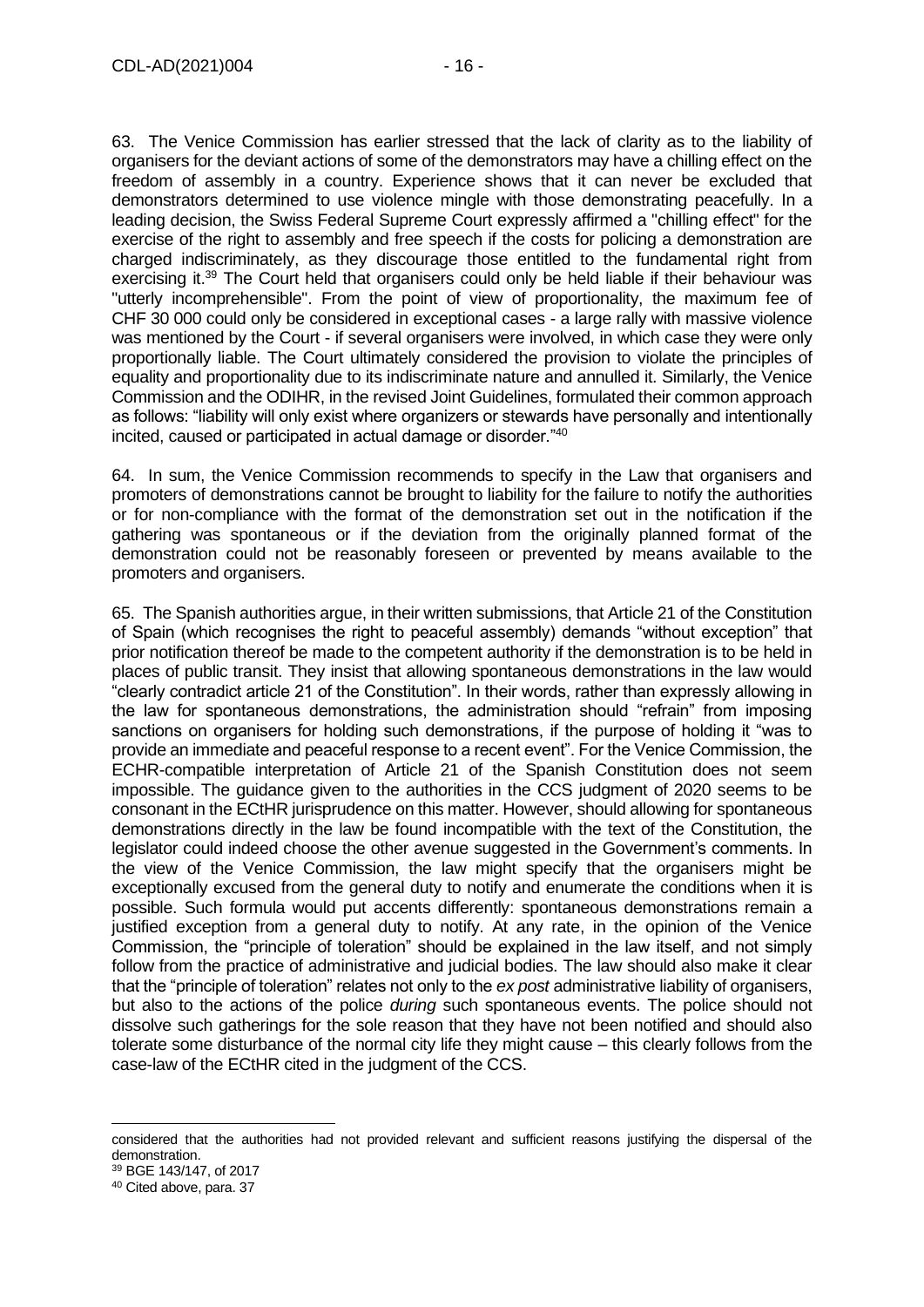63. The Venice Commission has earlier stressed that the lack of clarity as to the liability of organisers for the deviant actions of some of the demonstrators may have a chilling effect on the freedom of assembly in a country. Experience shows that it can never be excluded that demonstrators determined to use violence mingle with those demonstrating peacefully. In a leading decision, the Swiss Federal Supreme Court expressly affirmed a "chilling effect" for the exercise of the right to assembly and free speech if the costs for policing a demonstration are charged indiscriminately, as they discourage those entitled to the fundamental right from exercising it.[39] The Court held that organisers could only be held liable if their behaviour was "utterly incomprehensible". From the point of view of proportionality, the maximum fee of CHF 30 000 could only be considered in exceptional cases - a large rally with massive violence was mentioned by the Court - if several organisers were involved, in which case they were only proportionally liable. The Court ultimately considered the provision to violate the principles of equality and proportionality due to its indiscriminate nature and annulled it. Similarly, the Venice Commission and the ODIHR, in the revised Joint Guidelines, formulated their common approach as follows: "liability will only exist where organizers or stewards have personally and intentionally incited, caused or participated in actual damage or disorder."[40]

64. In sum, the Venice Commission recommends to specify in the Law that organisers and promoters of demonstrations cannot be brought to liability for the failure to notify the authorities or for non-compliance with the format of the demonstration set out in the notification if the gathering was spontaneous or if the deviation from the originally planned format of the demonstration could not be reasonably foreseen or prevented by means available to the promoters and organisers.

65. The Spanish authorities argue, in their written submissions, that Article 21 of the Constitution of Spain (which recognises the right to peaceful assembly) demands "without exception" that prior notification thereof be made to the competent authority if the demonstration is to be held in places of public transit. They insist that allowing spontaneous demonstrations in the law would "clearly contradict article 21 of the Constitution". In their words, rather than expressly allowing in the law for spontaneous demonstrations, the administration should "refrain" from imposing sanctions on organisers for holding such demonstrations, if the purpose of holding it "was to provide an immediate and peaceful response to a recent event". For the Venice Commission, the ECHR-compatible interpretation of Article 21 of the Spanish Constitution does not seem impossible. The guidance given to the authorities in the CCS judgment of 2020 seems to be consonant in the ECtHR jurisprudence on this matter. However, should allowing for spontaneous demonstrations directly in the law be found incompatible with the text of the Constitution, the legislator could indeed choose the other avenue suggested in the Government's comments. In the view of the Venice Commission, the law might specify that the organisers might be exceptionally excused from the general duty to notify and enumerate the conditions when it is possible. Such formula would put accents differently: spontaneous demonstrations remain a justified exception from a general duty to notify. At any rate, in the opinion of the Venice Commission, the "principle of toleration" should be explained in the law itself, and not simply follow from the practice of administrative and judicial bodies. The law should also make it clear that the "principle of toleration" relates not only to the *ex post* administrative liability of organisers, but also to the actions of the police *during* such spontaneous events. The police should not dissolve such gatherings for the sole reason that they have not been notified and should also tolerate some disturbance of the normal city life they might cause – this clearly follows from the case-law of the ECtHR cited in the judgment of the CCS.

---

considered that the authorities had not provided relevant and sufficient reasons justifying the dispersal of the demonstration.

[39] BGE 143/147, of 2017

[40] Cited above, para. 37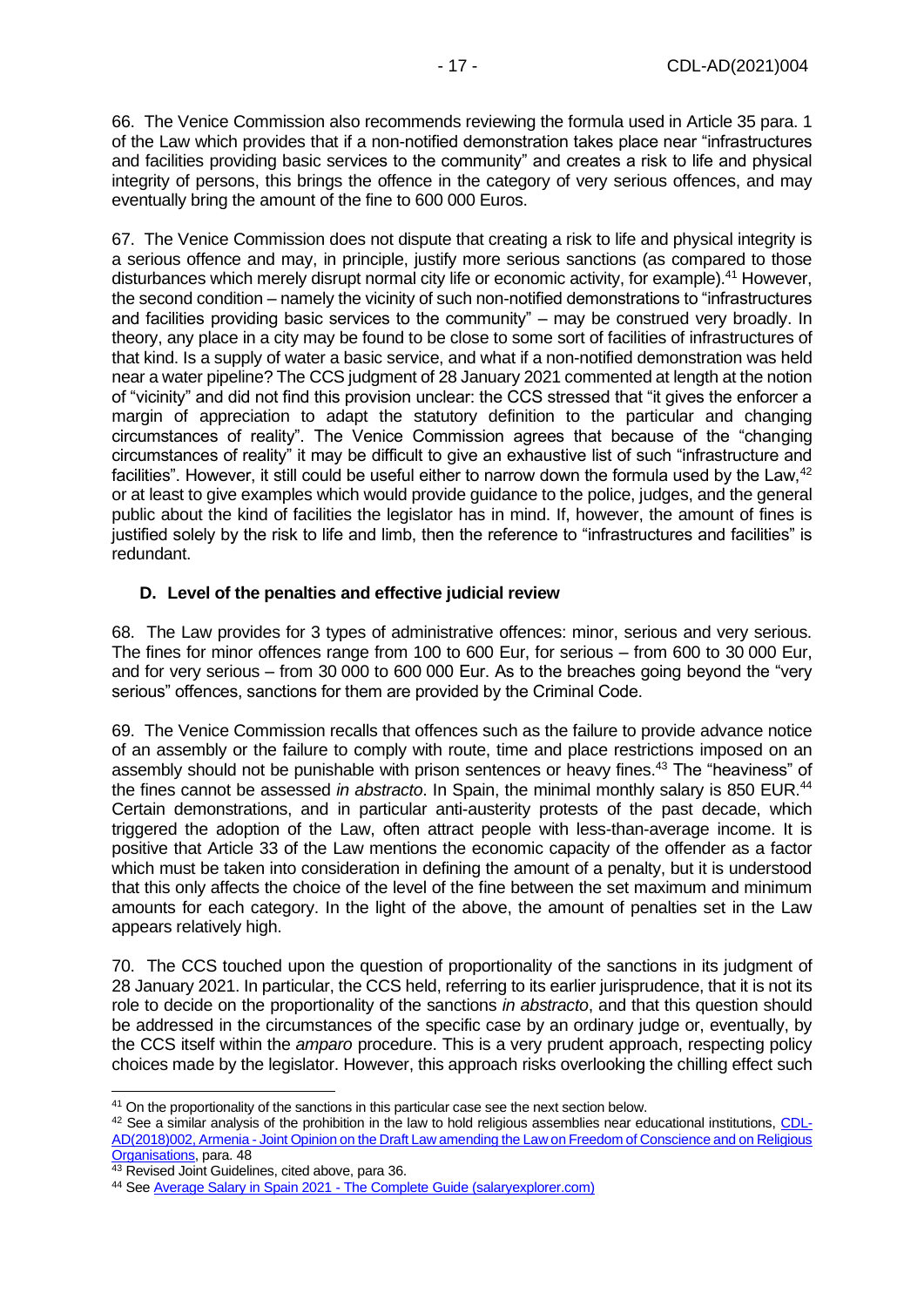66. The Venice Commission also recommends reviewing the formula used in Article 35 para. 1 of the Law which provides that if a non-notified demonstration takes place near "infrastructures and facilities providing basic services to the community" and creates a risk to life and physical integrity of persons, this brings the offence in the category of very serious offences, and may eventually bring the amount of the fine to 600 000 Euros.

67. The Venice Commission does not dispute that creating a risk to life and physical integrity is a serious offence and may, in principle, justify more serious sanctions (as compared to those disturbances which merely disrupt normal city life or economic activity, for example).[41] However, the second condition – namely the vicinity of such non-notified demonstrations to "infrastructures and facilities providing basic services to the community" – may be construed very broadly. In theory, any place in a city may be found to be close to some sort of facilities of infrastructures of that kind. Is a supply of water a basic service, and what if a non-notified demonstration was held near a water pipeline? The CCS judgment of 28 January 2021 commented at length at the notion of "vicinity" and did not find this provision unclear: the CCS stressed that "it gives the enforcer a margin of appreciation to adapt the statutory definition to the particular and changing circumstances of reality". The Venice Commission agrees that because of the "changing circumstances of reality" it may be difficult to give an exhaustive list of such "infrastructure and facilities". However, it still could be useful either to narrow down the formula used by the Law,[42] or at least to give examples which would provide guidance to the police, judges, and the general public about the kind of facilities the legislator has in mind. If, however, the amount of fines is justified solely by the risk to life and limb, then the reference to "infrastructures and facilities" is redundant.

### D. Level of the penalties and effective judicial review

68. The Law provides for 3 types of administrative offences: minor, serious and very serious. The fines for minor offences range from 100 to 600 Eur, for serious – from 600 to 30 000 Eur, and for very serious – from 30 000 to 600 000 Eur. As to the breaches going beyond the "very serious" offences, sanctions for them are provided by the Criminal Code.

69. The Venice Commission recalls that offences such as the failure to provide advance notice of an assembly or the failure to comply with route, time and place restrictions imposed on an assembly should not be punishable with prison sentences or heavy fines.[43] The "heaviness" of the fines cannot be assessed *in abstracto*. In Spain, the minimal monthly salary is 850 EUR.[44] Certain demonstrations, and in particular anti-austerity protests of the past decade, which triggered the adoption of the Law, often attract people with less-than-average income. It is positive that Article 33 of the Law mentions the economic capacity of the offender as a factor which must be taken into consideration in defining the amount of a penalty, but it is understood that this only affects the choice of the level of the fine between the set maximum and minimum amounts for each category. In the light of the above, the amount of penalties set in the Law appears relatively high.

70. The CCS touched upon the question of proportionality of the sanctions in its judgment of 28 January 2021. In particular, the CCS held, referring to its earlier jurisprudence, that it is not its role to decide on the proportionality of the sanctions *in abstracto*, and that this question should be addressed in the circumstances of the specific case by an ordinary judge or, eventually, by the CCS itself within the *amparo* procedure. This is a very prudent approach, respecting policy choices made by the legislator. However, this approach risks overlooking the chilling effect such

---

[41] On the proportionality of the sanctions in this particular case see the next section below.

[42] See a similar analysis of the prohibition in the law to hold religious assemblies near educational institutions, CDL-AD(2018)002, Armenia - Joint Opinion on the Draft Law amending the Law on Freedom of Conscience and on Religious Organisations, para. 48

[43] Revised Joint Guidelines, cited above, para 36.

[44] See Average Salary in Spain 2021 - The Complete Guide (salaryexplorer.com)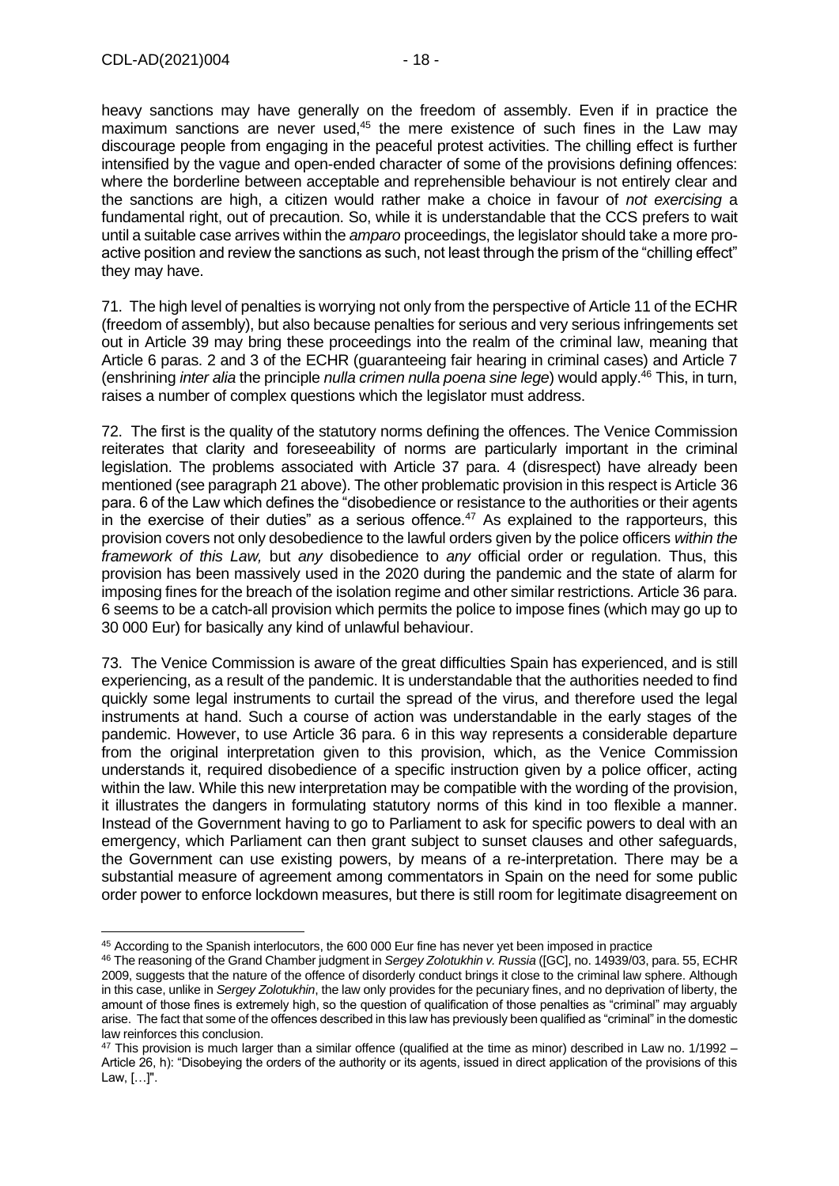heavy sanctions may have generally on the freedom of assembly. Even if in practice the maximum sanctions are never used,[45] the mere existence of such fines in the Law may discourage people from engaging in the peaceful protest activities. The chilling effect is further intensified by the vague and open-ended character of some of the provisions defining offences: where the borderline between acceptable and reprehensible behaviour is not entirely clear and the sanctions are high, a citizen would rather make a choice in favour of *not exercising* a fundamental right, out of precaution. So, while it is understandable that the CCS prefers to wait until a suitable case arrives within the *amparo* proceedings, the legislator should take a more pro-active position and review the sanctions as such, not least through the prism of the "chilling effect" they may have.

71. The high level of penalties is worrying not only from the perspective of Article 11 of the ECHR (freedom of assembly), but also because penalties for serious and very serious infringements set out in Article 39 may bring these proceedings into the realm of the criminal law, meaning that Article 6 paras. 2 and 3 of the ECHR (guaranteeing fair hearing in criminal cases) and Article 7 (enshrining *inter alia* the principle *nulla crimen nulla poena sine lege*) would apply.[46] This, in turn, raises a number of complex questions which the legislator must address.

72. The first is the quality of the statutory norms defining the offences. The Venice Commission reiterates that clarity and foreseeability of norms are particularly important in the criminal legislation. The problems associated with Article 37 para. 4 (disrespect) have already been mentioned (see paragraph 21 above). The other problematic provision in this respect is Article 36 para. 6 of the Law which defines the "disobedience or resistance to the authorities or their agents in the exercise of their duties" as a serious offence.[47] As explained to the rapporteurs, this provision covers not only desobedience to the lawful orders given by the police officers *within the framework of this Law,* but *any* disobedience to *any* official order or regulation. Thus, this provision has been massively used in the 2020 during the pandemic and the state of alarm for imposing fines for the breach of the isolation regime and other similar restrictions. Article 36 para. 6 seems to be a catch-all provision which permits the police to impose fines (which may go up to 30 000 Eur) for basically any kind of unlawful behaviour.

73. The Venice Commission is aware of the great difficulties Spain has experienced, and is still experiencing, as a result of the pandemic. It is understandable that the authorities needed to find quickly some legal instruments to curtail the spread of the virus, and therefore used the legal instruments at hand. Such a course of action was understandable in the early stages of the pandemic. However, to use Article 36 para. 6 in this way represents a considerable departure from the original interpretation given to this provision, which, as the Venice Commission understands it, required disobedience of a specific instruction given by a police officer, acting within the law. While this new interpretation may be compatible with the wording of the provision, it illustrates the dangers in formulating statutory norms of this kind in too flexible a manner. Instead of the Government having to go to Parliament to ask for specific powers to deal with an emergency, which Parliament can then grant subject to sunset clauses and other safeguards, the Government can use existing powers, by means of a re-interpretation. There may be a substantial measure of agreement among commentators in Spain on the need for some public order power to enforce lockdown measures, but there is still room for legitimate disagreement on

---

[45] According to the Spanish interlocutors, the 600 000 Eur fine has never yet been imposed in practice

[46] The reasoning of the Grand Chamber judgment in *Sergey Zolotukhin v. Russia* ([GC], no. 14939/03, para. 55, ECHR 2009, suggests that the nature of the offence of disorderly conduct brings it close to the criminal law sphere. Although in this case, unlike in *Sergey Zolotukhin*, the law only provides for the pecuniary fines, and no deprivation of liberty, the amount of those fines is extremely high, so the question of qualification of those penalties as "criminal" may arguably arise. The fact that some of the offences described in this law has previously been qualified as "criminal" in the domestic law reinforces this conclusion.

[47] This provision is much larger than a similar offence (qualified at the time as minor) described in Law no. 1/1992 – Article 26, h): "Disobeying the orders of the authority or its agents, issued in direct application of the provisions of this Law, […]".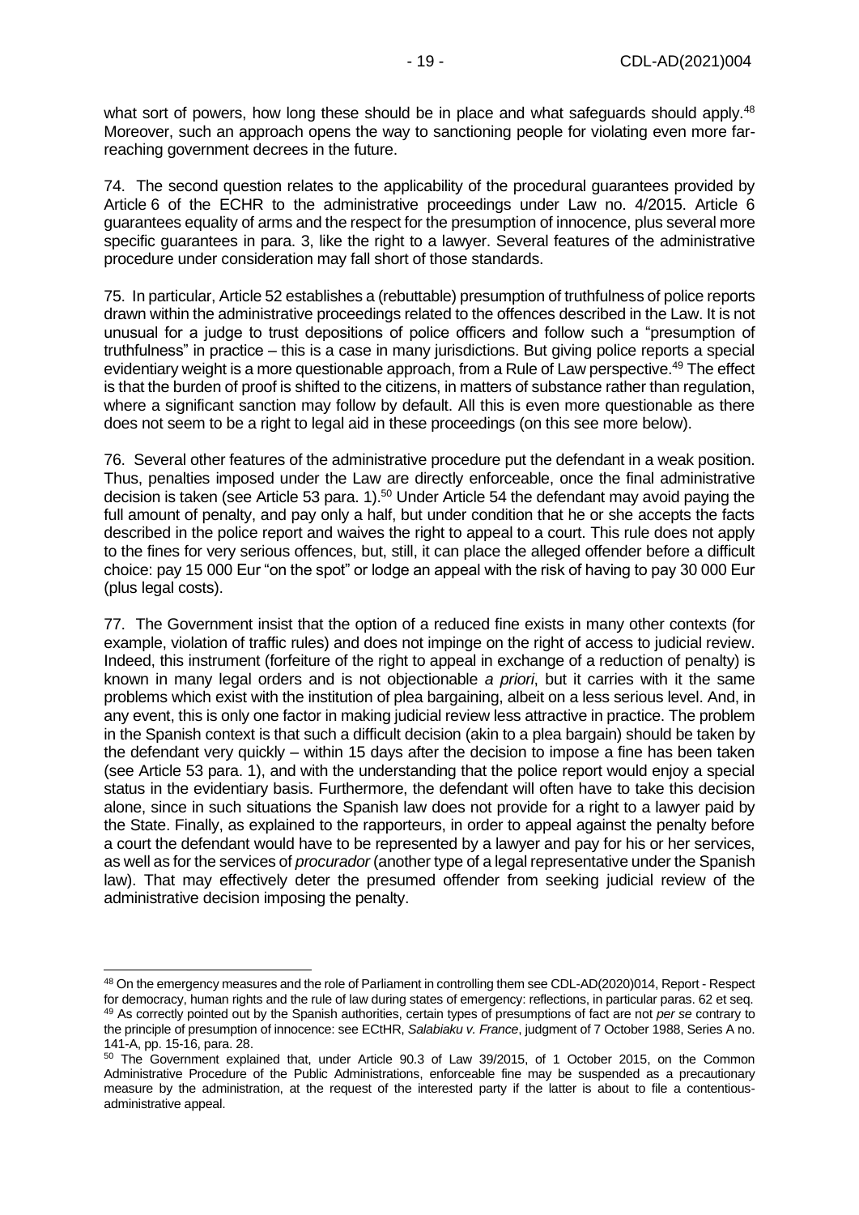what sort of powers, how long these should be in place and what safeguards should apply.[48] Moreover, such an approach opens the way to sanctioning people for violating even more far-reaching government decrees in the future.

74. The second question relates to the applicability of the procedural guarantees provided by Article 6 of the ECHR to the administrative proceedings under Law no. 4/2015. Article 6 guarantees equality of arms and the respect for the presumption of innocence, plus several more specific guarantees in para. 3, like the right to a lawyer. Several features of the administrative procedure under consideration may fall short of those standards.

75. In particular, Article 52 establishes a (rebuttable) presumption of truthfulness of police reports drawn within the administrative proceedings related to the offences described in the Law. It is not unusual for a judge to trust depositions of police officers and follow such a "presumption of truthfulness" in practice – this is a case in many jurisdictions. But giving police reports a special evidentiary weight is a more questionable approach, from a Rule of Law perspective.[49] The effect is that the burden of proof is shifted to the citizens, in matters of substance rather than regulation, where a significant sanction may follow by default. All this is even more questionable as there does not seem to be a right to legal aid in these proceedings (on this see more below).

76. Several other features of the administrative procedure put the defendant in a weak position. Thus, penalties imposed under the Law are directly enforceable, once the final administrative decision is taken (see Article 53 para. 1).[50] Under Article 54 the defendant may avoid paying the full amount of penalty, and pay only a half, but under condition that he or she accepts the facts described in the police report and waives the right to appeal to a court. This rule does not apply to the fines for very serious offences, but, still, it can place the alleged offender before a difficult choice: pay 15 000 Eur "on the spot" or lodge an appeal with the risk of having to pay 30 000 Eur (plus legal costs).

77. The Government insist that the option of a reduced fine exists in many other contexts (for example, violation of traffic rules) and does not impinge on the right of access to judicial review. Indeed, this instrument (forfeiture of the right to appeal in exchange of a reduction of penalty) is known in many legal orders and is not objectionable *a priori*, but it carries with it the same problems which exist with the institution of plea bargaining, albeit on a less serious level. And, in any event, this is only one factor in making judicial review less attractive in practice. The problem in the Spanish context is that such a difficult decision (akin to a plea bargain) should be taken by the defendant very quickly – within 15 days after the decision to impose a fine has been taken (see Article 53 para. 1), and with the understanding that the police report would enjoy a special status in the evidentiary basis. Furthermore, the defendant will often have to take this decision alone, since in such situations the Spanish law does not provide for a right to a lawyer paid by the State. Finally, as explained to the rapporteurs, in order to appeal against the penalty before a court the defendant would have to be represented by a lawyer and pay for his or her services, as well as for the services of *procurador* (another type of a legal representative under the Spanish law). That may effectively deter the presumed offender from seeking judicial review of the administrative decision imposing the penalty.

---

[48] On the emergency measures and the role of Parliament in controlling them see CDL-AD(2020)014, Report - Respect for democracy, human rights and the rule of law during states of emergency: reflections, in particular paras. 62 et seq.

[49] As correctly pointed out by the Spanish authorities, certain types of presumptions of fact are not *per se* contrary to the principle of presumption of innocence: see ECtHR, *Salabiaku v. France*, judgment of 7 October 1988, Series A no. 141-A, pp. 15-16, para. 28.

[50] The Government explained that, under Article 90.3 of Law 39/2015, of 1 October 2015, on the Common Administrative Procedure of the Public Administrations, enforceable fine may be suspended as a precautionary measure by the administration, at the request of the interested party if the latter is about to file a contentious-administrative appeal.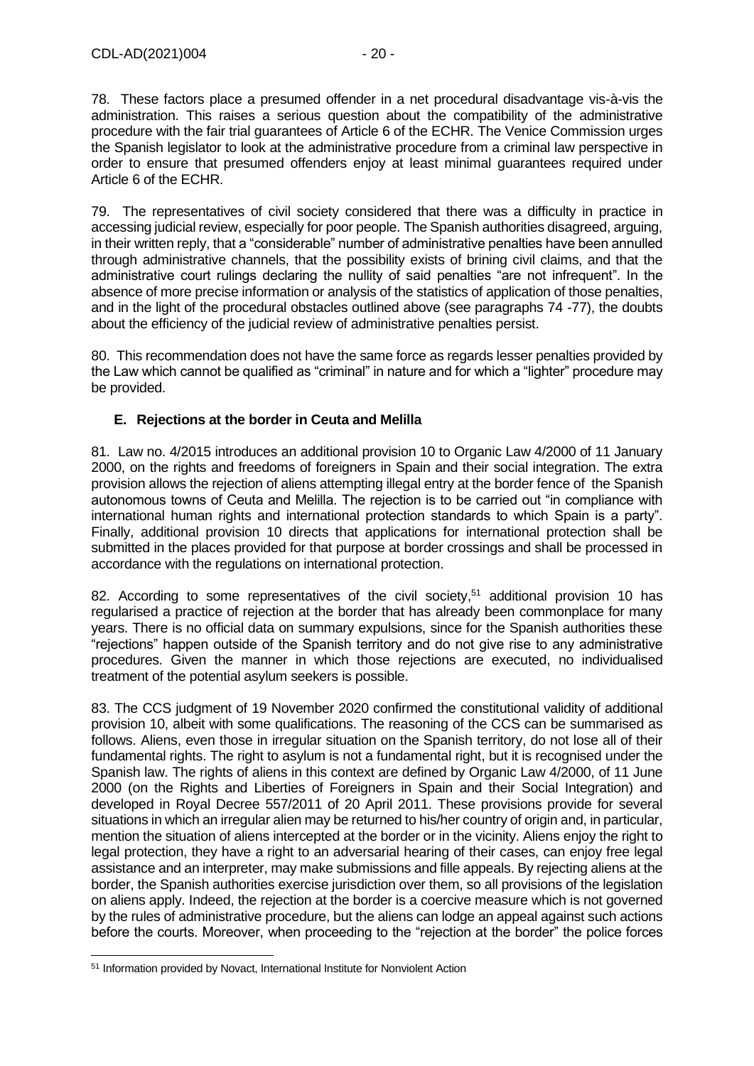78. These factors place a presumed offender in a net procedural disadvantage vis-à-vis the administration. This raises a serious question about the compatibility of the administrative procedure with the fair trial guarantees of Article 6 of the ECHR. The Venice Commission urges the Spanish legislator to look at the administrative procedure from a criminal law perspective in order to ensure that presumed offenders enjoy at least minimal guarantees required under Article 6 of the ECHR.

79. The representatives of civil society considered that there was a difficulty in practice in accessing judicial review, especially for poor people. The Spanish authorities disagreed, arguing, in their written reply, that a "considerable" number of administrative penalties have been annulled through administrative channels, that the possibility exists of brining civil claims, and that the administrative court rulings declaring the nullity of said penalties "are not infrequent". In the absence of more precise information or analysis of the statistics of application of those penalties, and in the light of the procedural obstacles outlined above (see paragraphs 74 -77), the doubts about the efficiency of the judicial review of administrative penalties persist.

80. This recommendation does not have the same force as regards lesser penalties provided by the Law which cannot be qualified as "criminal" in nature and for which a "lighter" procedure may be provided.

### E. Rejections at the border in Ceuta and Melilla

81. Law no. 4/2015 introduces an additional provision 10 to Organic Law 4/2000 of 11 January 2000, on the rights and freedoms of foreigners in Spain and their social integration. The extra provision allows the rejection of aliens attempting illegal entry at the border fence of the Spanish autonomous towns of Ceuta and Melilla. The rejection is to be carried out "in compliance with international human rights and international protection standards to which Spain is a party". Finally, additional provision 10 directs that applications for international protection shall be submitted in the places provided for that purpose at border crossings and shall be processed in accordance with the regulations on international protection.

82. According to some representatives of the civil society,[51] additional provision 10 has regularised a practice of rejection at the border that has already been commonplace for many years. There is no official data on summary expulsions, since for the Spanish authorities these "rejections" happen outside of the Spanish territory and do not give rise to any administrative procedures. Given the manner in which those rejections are executed, no individualised treatment of the potential asylum seekers is possible.

83. The CCS judgment of 19 November 2020 confirmed the constitutional validity of additional provision 10, albeit with some qualifications. The reasoning of the CCS can be summarised as follows. Aliens, even those in irregular situation on the Spanish territory, do not lose all of their fundamental rights. The right to asylum is not a fundamental right, but it is recognised under the Spanish law. The rights of aliens in this context are defined by Organic Law 4/2000, of 11 June 2000 (on the Rights and Liberties of Foreigners in Spain and their Social Integration) and developed in Royal Decree 557/2011 of 20 April 2011. These provisions provide for several situations in which an irregular alien may be returned to his/her country of origin and, in particular, mention the situation of aliens intercepted at the border or in the vicinity. Aliens enjoy the right to legal protection, they have a right to an adversarial hearing of their cases, can enjoy free legal assistance and an interpreter, may make submissions and fille appeals. By rejecting aliens at the border, the Spanish authorities exercise jurisdiction over them, so all provisions of the legislation on aliens apply. Indeed, the rejection at the border is a coercive measure which is not governed by the rules of administrative procedure, but the aliens can lodge an appeal against such actions before the courts. Moreover, when proceeding to the "rejection at the border" the police forces

---

[51] Information provided by Novact, International Institute for Nonviolent Action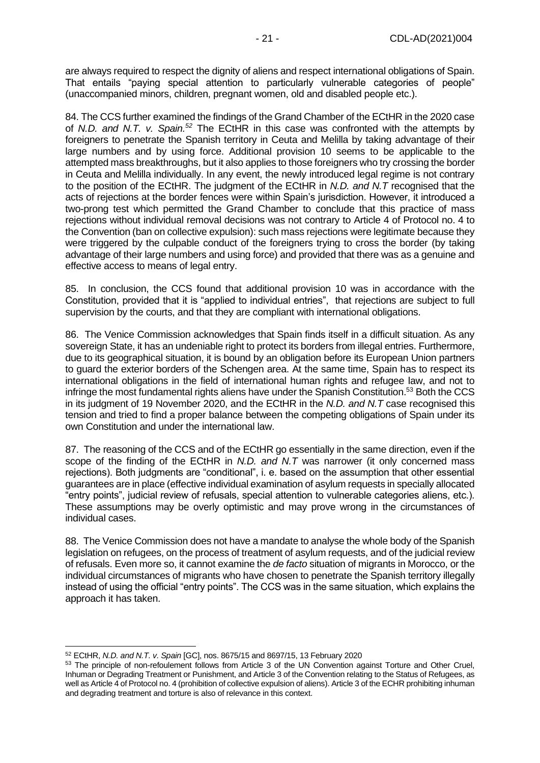are always required to respect the dignity of aliens and respect international obligations of Spain. That entails "paying special attention to particularly vulnerable categories of people" (unaccompanied minors, children, pregnant women, old and disabled people etc.).

84. The CCS further examined the findings of the Grand Chamber of the ECtHR in the 2020 case of *N.D. and N.T. v. Spain.*[52] The ECtHR in this case was confronted with the attempts by foreigners to penetrate the Spanish territory in Ceuta and Melilla by taking advantage of their large numbers and by using force. Additional provision 10 seems to be applicable to the attempted mass breakthroughs, but it also applies to those foreigners who try crossing the border in Ceuta and Melilla individually. In any event, the newly introduced legal regime is not contrary to the position of the ECtHR. The judgment of the ECtHR in *N.D. and N.T* recognised that the acts of rejections at the border fences were within Spain's jurisdiction. However, it introduced a two-prong test which permitted the Grand Chamber to conclude that this practice of mass rejections without individual removal decisions was not contrary to Article 4 of Protocol no. 4 to the Convention (ban on collective expulsion): such mass rejections were legitimate because they were triggered by the culpable conduct of the foreigners trying to cross the border (by taking advantage of their large numbers and using force) and provided that there was as a genuine and effective access to means of legal entry.

85. In conclusion, the CCS found that additional provision 10 was in accordance with the Constitution, provided that it is "applied to individual entries", that rejections are subject to full supervision by the courts, and that they are compliant with international obligations.

86. The Venice Commission acknowledges that Spain finds itself in a difficult situation. As any sovereign State, it has an undeniable right to protect its borders from illegal entries. Furthermore, due to its geographical situation, it is bound by an obligation before its European Union partners to guard the exterior borders of the Schengen area. At the same time, Spain has to respect its international obligations in the field of international human rights and refugee law, and not to infringe the most fundamental rights aliens have under the Spanish Constitution.[53] Both the CCS in its judgment of 19 November 2020, and the ECtHR in the *N.D. and N.T* case recognised this tension and tried to find a proper balance between the competing obligations of Spain under its own Constitution and under the international law.

87. The reasoning of the CCS and of the ECtHR go essentially in the same direction, even if the scope of the finding of the ECtHR in *N.D. and N.T* was narrower (it only concerned mass rejections). Both judgments are "conditional", i. e. based on the assumption that other essential guarantees are in place (effective individual examination of asylum requests in specially allocated "entry points", judicial review of refusals, special attention to vulnerable categories aliens, etc.). These assumptions may be overly optimistic and may prove wrong in the circumstances of individual cases.

88. The Venice Commission does not have a mandate to analyse the whole body of the Spanish legislation on refugees, on the process of treatment of asylum requests, and of the judicial review of refusals. Even more so, it cannot examine the *de facto* situation of migrants in Morocco, or the individual circumstances of migrants who have chosen to penetrate the Spanish territory illegally instead of using the official "entry points". The CCS was in the same situation, which explains the approach it has taken.

---

[52] ECtHR, *N.D. and N.T. v. Spain* [GC], nos. 8675/15 and 8697/15, 13 February 2020

[53] The principle of non-refoulement follows from Article 3 of the UN Convention against Torture and Other Cruel, Inhuman or Degrading Treatment or Punishment, and Article 3 of the Convention relating to the Status of Refugees, as well as Article 4 of Protocol no. 4 (prohibition of collective expulsion of aliens). Article 3 of the ECHR prohibiting inhuman and degrading treatment and torture is also of relevance in this context.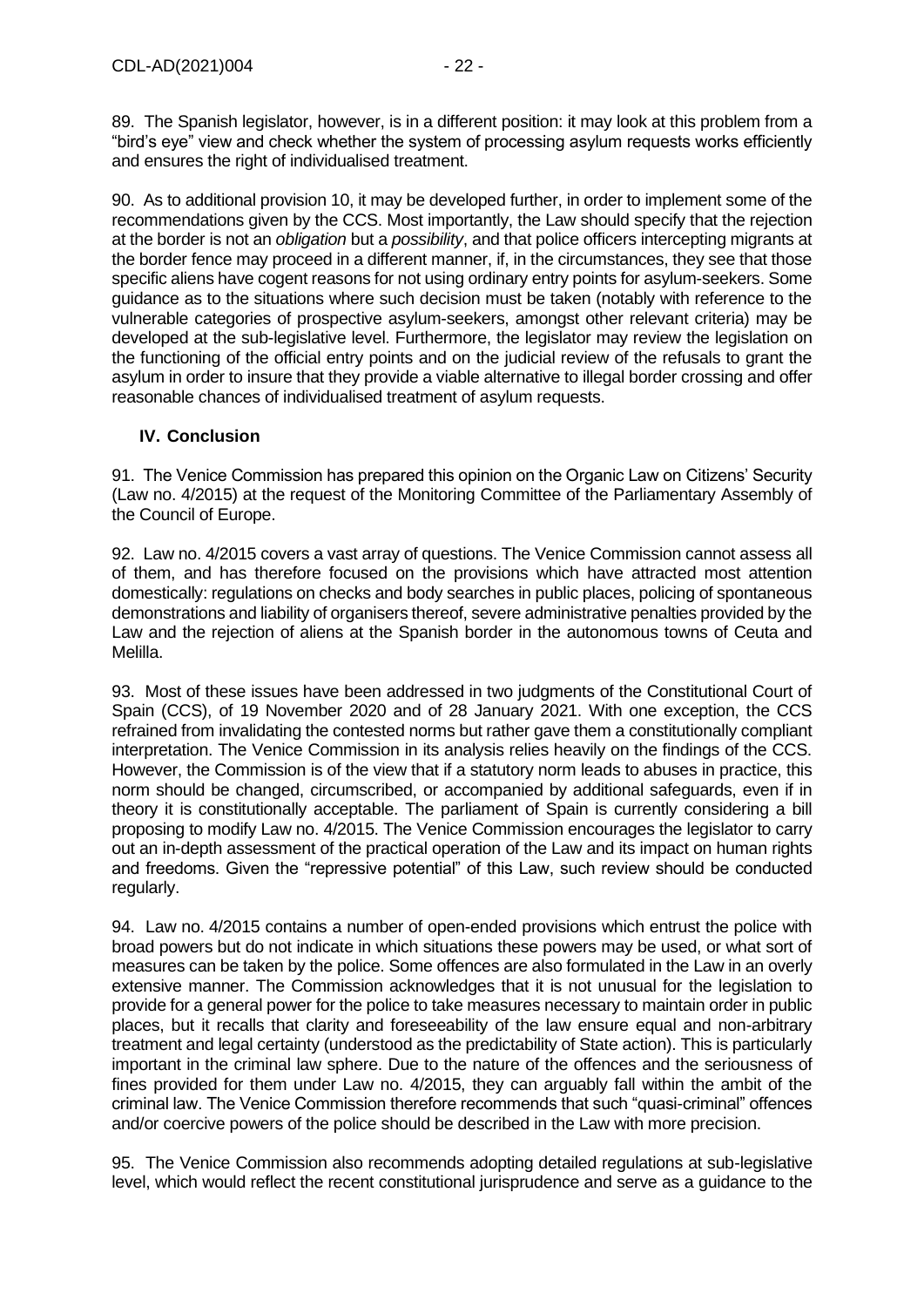89. The Spanish legislator, however, is in a different position: it may look at this problem from a "bird's eye" view and check whether the system of processing asylum requests works efficiently and ensures the right of individualised treatment.

90. As to additional provision 10, it may be developed further, in order to implement some of the recommendations given by the CCS. Most importantly, the Law should specify that the rejection at the border is not an *obligation* but a *possibility*, and that police officers intercepting migrants at the border fence may proceed in a different manner, if, in the circumstances, they see that those specific aliens have cogent reasons for not using ordinary entry points for asylum-seekers. Some guidance as to the situations where such decision must be taken (notably with reference to the vulnerable categories of prospective asylum-seekers, amongst other relevant criteria) may be developed at the sub-legislative level. Furthermore, the legislator may review the legislation on the functioning of the official entry points and on the judicial review of the refusals to grant the asylum in order to insure that they provide a viable alternative to illegal border crossing and offer reasonable chances of individualised treatment of asylum requests.

## IV. Conclusion

91. The Venice Commission has prepared this opinion on the Organic Law on Citizens' Security (Law no. 4/2015) at the request of the Monitoring Committee of the Parliamentary Assembly of the Council of Europe.

92. Law no. 4/2015 covers a vast array of questions. The Venice Commission cannot assess all of them, and has therefore focused on the provisions which have attracted most attention domestically: regulations on checks and body searches in public places, policing of spontaneous demonstrations and liability of organisers thereof, severe administrative penalties provided by the Law and the rejection of aliens at the Spanish border in the autonomous towns of Ceuta and Melilla.

93. Most of these issues have been addressed in two judgments of the Constitutional Court of Spain (CCS), of 19 November 2020 and of 28 January 2021. With one exception, the CCS refrained from invalidating the contested norms but rather gave them a constitutionally compliant interpretation. The Venice Commission in its analysis relies heavily on the findings of the CCS. However, the Commission is of the view that if a statutory norm leads to abuses in practice, this norm should be changed, circumscribed, or accompanied by additional safeguards, even if in theory it is constitutionally acceptable. The parliament of Spain is currently considering a bill proposing to modify Law no. 4/2015. The Venice Commission encourages the legislator to carry out an in-depth assessment of the practical operation of the Law and its impact on human rights and freedoms. Given the "repressive potential" of this Law, such review should be conducted regularly.

94. Law no. 4/2015 contains a number of open-ended provisions which entrust the police with broad powers but do not indicate in which situations these powers may be used, or what sort of measures can be taken by the police. Some offences are also formulated in the Law in an overly extensive manner. The Commission acknowledges that it is not unusual for the legislation to provide for a general power for the police to take measures necessary to maintain order in public places, but it recalls that clarity and foreseeability of the law ensure equal and non-arbitrary treatment and legal certainty (understood as the predictability of State action). This is particularly important in the criminal law sphere. Due to the nature of the offences and the seriousness of fines provided for them under Law no. 4/2015, they can arguably fall within the ambit of the criminal law. The Venice Commission therefore recommends that such "quasi-criminal" offences and/or coercive powers of the police should be described in the Law with more precision.

95. The Venice Commission also recommends adopting detailed regulations at sub-legislative level, which would reflect the recent constitutional jurisprudence and serve as a guidance to the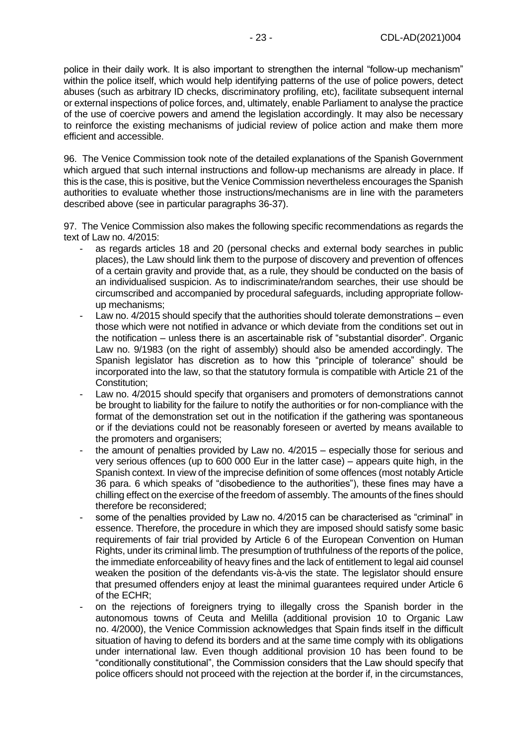police in their daily work. It is also important to strengthen the internal "follow-up mechanism" within the police itself, which would help identifying patterns of the use of police powers, detect abuses (such as arbitrary ID checks, discriminatory profiling, etc), facilitate subsequent internal or external inspections of police forces, and, ultimately, enable Parliament to analyse the practice of the use of coercive powers and amend the legislation accordingly. It may also be necessary to reinforce the existing mechanisms of judicial review of police action and make them more efficient and accessible.

96. The Venice Commission took note of the detailed explanations of the Spanish Government which argued that such internal instructions and follow-up mechanisms are already in place. If this is the case, this is positive, but the Venice Commission nevertheless encourages the Spanish authorities to evaluate whether those instructions/mechanisms are in line with the parameters described above (see in particular paragraphs 36-37).

97. The Venice Commission also makes the following specific recommendations as regards the text of Law no. 4/2015:

- as regards articles 18 and 20 (personal checks and external body searches in public places), the Law should link them to the purpose of discovery and prevention of offences of a certain gravity and provide that, as a rule, they should be conducted on the basis of an individualised suspicion. As to indiscriminate/random searches, their use should be circumscribed and accompanied by procedural safeguards, including appropriate follow-up mechanisms;
- Law no. 4/2015 should specify that the authorities should tolerate demonstrations – even those which were not notified in advance or which deviate from the conditions set out in the notification – unless there is an ascertainable risk of "substantial disorder". Organic Law no. 9/1983 (on the right of assembly) should also be amended accordingly. The Spanish legislator has discretion as to how this "principle of tolerance" should be incorporated into the law, so that the statutory formula is compatible with Article 21 of the Constitution;
- Law no. 4/2015 should specify that organisers and promoters of demonstrations cannot be brought to liability for the failure to notify the authorities or for non-compliance with the format of the demonstration set out in the notification if the gathering was spontaneous or if the deviations could not be reasonably foreseen or averted by means available to the promoters and organisers;
- the amount of penalties provided by Law no. 4/2015 – especially those for serious and very serious offences (up to 600 000 Eur in the latter case) – appears quite high, in the Spanish context. In view of the imprecise definition of some offences (most notably Article 36 para. 6 which speaks of "disobedience to the authorities"), these fines may have a chilling effect on the exercise of the freedom of assembly. The amounts of the fines should therefore be reconsidered;
- some of the penalties provided by Law no. 4/2015 can be characterised as "criminal" in essence. Therefore, the procedure in which they are imposed should satisfy some basic requirements of fair trial provided by Article 6 of the European Convention on Human Rights, under its criminal limb. The presumption of truthfulness of the reports of the police, the immediate enforceability of heavy fines and the lack of entitlement to legal aid counsel weaken the position of the defendants vis-à-vis the state. The legislator should ensure that presumed offenders enjoy at least the minimal guarantees required under Article 6 of the ECHR;
- on the rejections of foreigners trying to illegally cross the Spanish border in the autonomous towns of Ceuta and Melilla (additional provision 10 to Organic Law no. 4/2000), the Venice Commission acknowledges that Spain finds itself in the difficult situation of having to defend its borders and at the same time comply with its obligations under international law. Even though additional provision 10 has been found to be "conditionally constitutional", the Commission considers that the Law should specify that police officers should not proceed with the rejection at the border if, in the circumstances,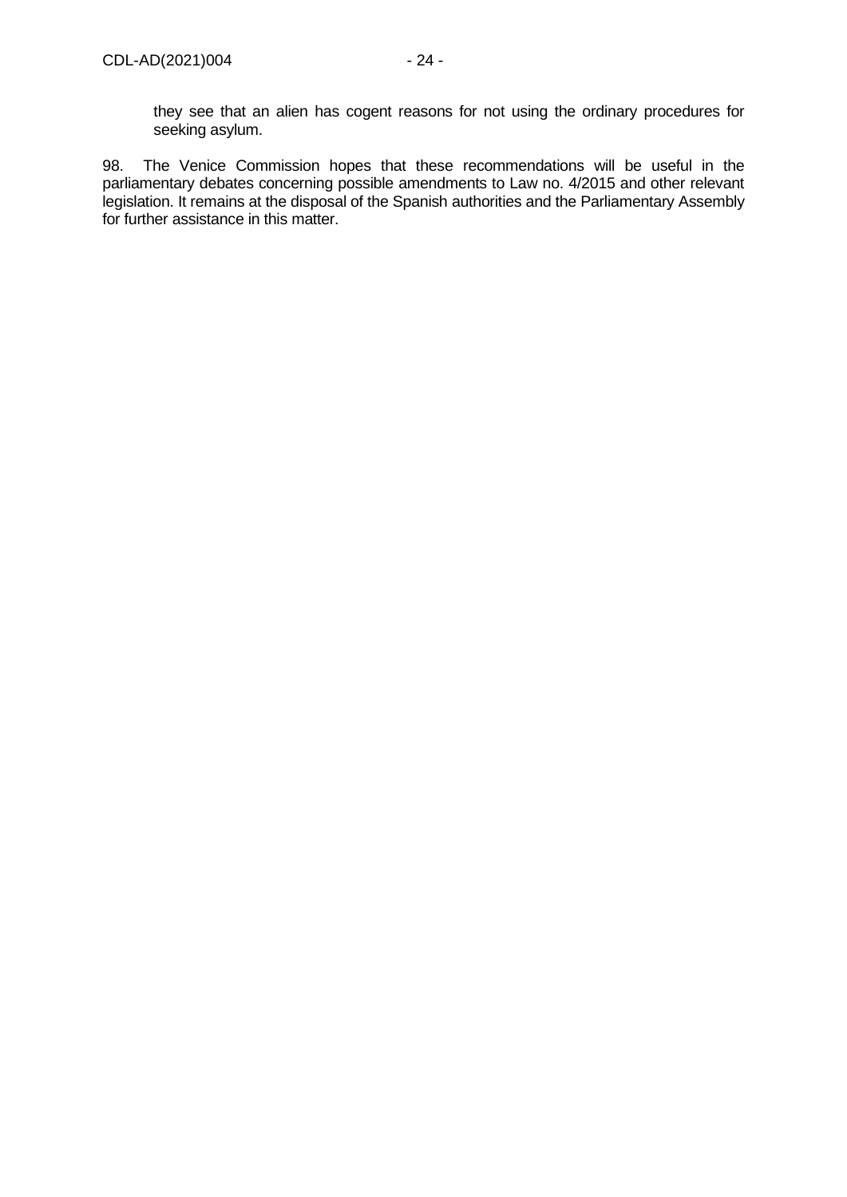they see that an alien has cogent reasons for not using the ordinary procedures for seeking asylum.

98. The Venice Commission hopes that these recommendations will be useful in the parliamentary debates concerning possible amendments to Law no. 4/2015 and other relevant legislation. It remains at the disposal of the Spanish authorities and the Parliamentary Assembly for further assistance in this matter.